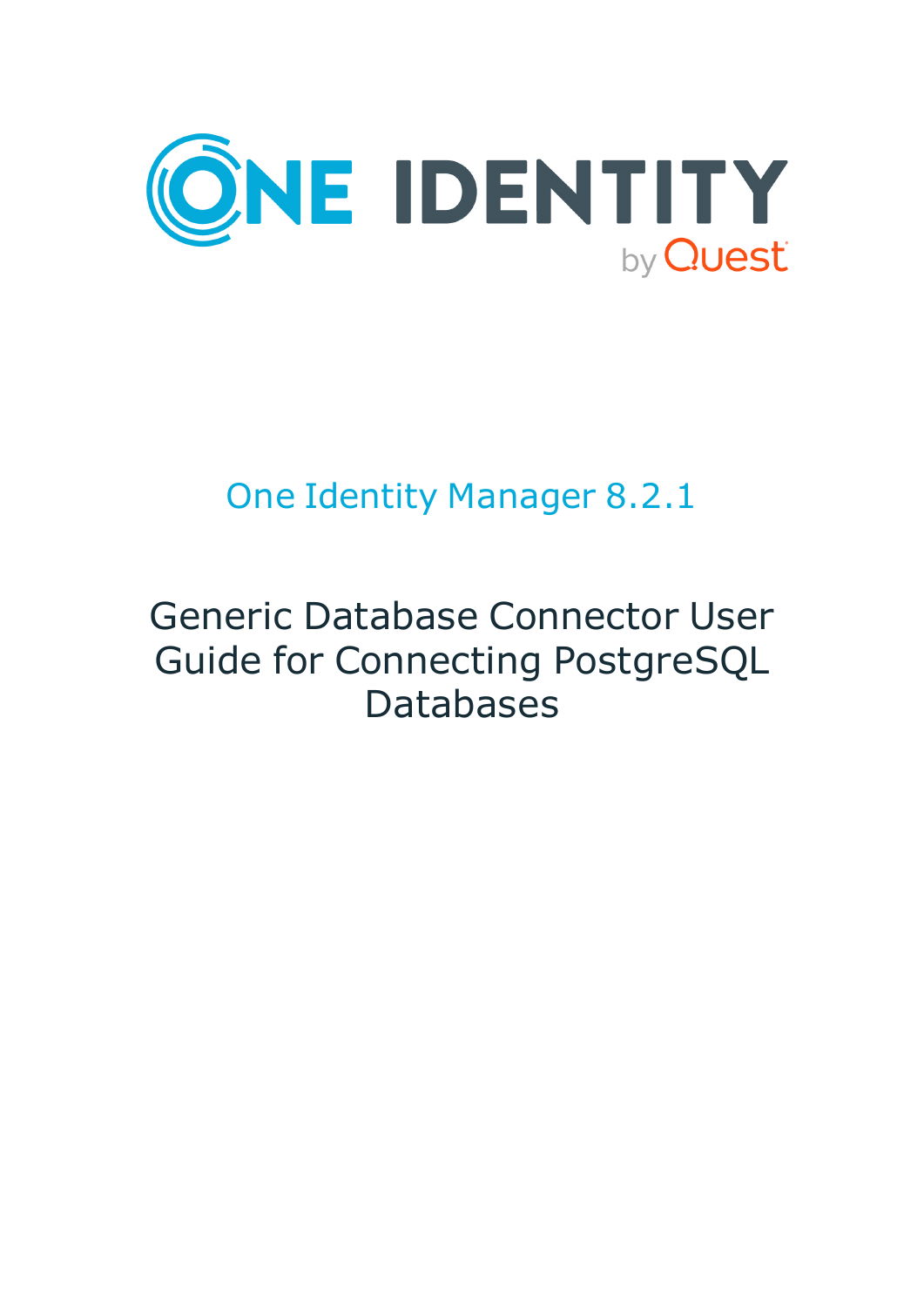ONE IDENTITY

by Quest

# One Identity Manager 8.2.1

# Generic Database Connector User Guide for Connecting PostgreSQL Databases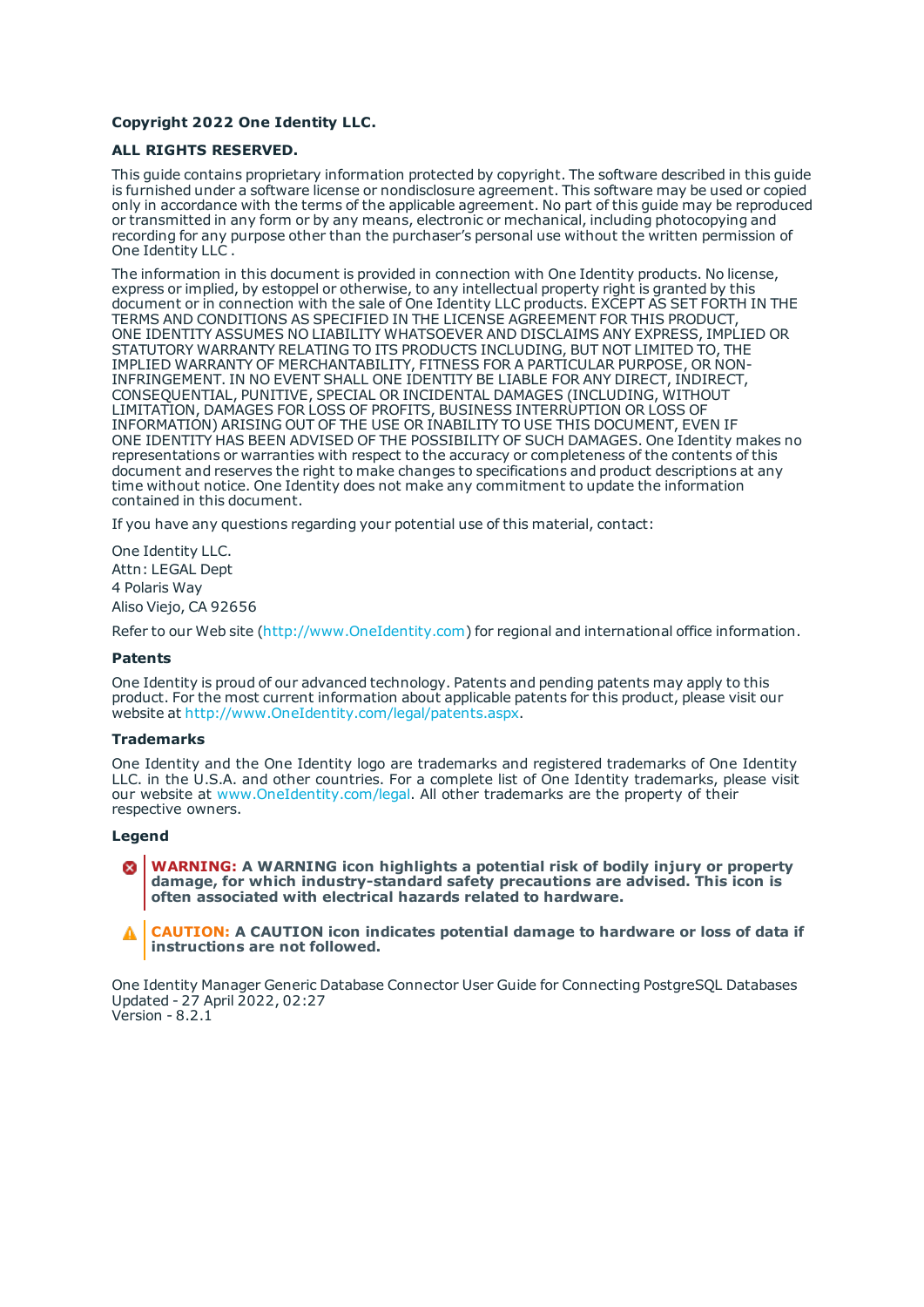**Copyright 2022 One Identity LLC.**

**ALL RIGHTS RESERVED.**

This guide contains proprietary information protected by copyright. The software described in this guide is furnished under a software license or nondisclosure agreement. This software may be used or copied only in accordance with the terms of the applicable agreement. No part of this guide may be reproduced or transmitted in any form or by any means, electronic or mechanical, including photocopying and recording for any purpose other than the purchaser's personal use without the written permission of One Identity LLC .

The information in this document is provided in connection with One Identity products. No license, express or implied, by estoppel or otherwise, to any intellectual property right is granted by this document or in connection with the sale of One Identity LLC products. EXCEPT AS SET FORTH IN THE TERMS AND CONDITIONS AS SPECIFIED IN THE LICENSE AGREEMENT FOR THIS PRODUCT, ONE IDENTITY ASSUMES NO LIABILITY WHATSOEVER AND DISCLAIMS ANY EXPRESS, IMPLIED OR STATUTORY WARRANTY RELATING TO ITS PRODUCTS INCLUDING, BUT NOT LIMITED TO, THE IMPLIED WARRANTY OF MERCHANTABILITY, FITNESS FOR A PARTICULAR PURPOSE, OR NON-INFRINGEMENT. IN NO EVENT SHALL ONE IDENTITY BE LIABLE FOR ANY DIRECT, INDIRECT, CONSEQUENTIAL, PUNITIVE, SPECIAL OR INCIDENTAL DAMAGES (INCLUDING, WITHOUT LIMITATION, DAMAGES FOR LOSS OF PROFITS, BUSINESS INTERRUPTION OR LOSS OF INFORMATION) ARISING OUT OF THE USE OR INABILITY TO USE THIS DOCUMENT, EVEN IF ONE IDENTITY HAS BEEN ADVISED OF THE POSSIBILITY OF SUCH DAMAGES. One Identity makes no representations or warranties with respect to the accuracy or completeness of the contents of this document and reserves the right to make changes to specifications and product descriptions at any time without notice. One Identity does not make any commitment to update the information contained in this document.

If you have any questions regarding your potential use of this material, contact:

One Identity LLC.
Attn: LEGAL Dept
4 Polaris Way
Aliso Viejo, CA 92656

Refer to our Web site (http://www.OneIdentity.com) for regional and international office information.

**Patents**

One Identity is proud of our advanced technology. Patents and pending patents may apply to this product. For the most current information about applicable patents for this product, please visit our website at http://www.OneIdentity.com/legal/patents.aspx.

**Trademarks**

One Identity and the One Identity logo are trademarks and registered trademarks of One Identity LLC. in the U.S.A. and other countries. For a complete list of One Identity trademarks, please visit our website at www.OneIdentity.com/legal. All other trademarks are the property of their respective owners.

**Legend**

**WARNING: A WARNING icon highlights a potential risk of bodily injury or property damage, for which industry-standard safety precautions are advised. This icon is often associated with electrical hazards related to hardware.**

**CAUTION: A CAUTION icon indicates potential damage to hardware or loss of data if instructions are not followed.**

One Identity Manager Generic Database Connector User Guide for Connecting PostgreSQL Databases
Updated - 27 April 2022, 02:27
Version - 8.2.1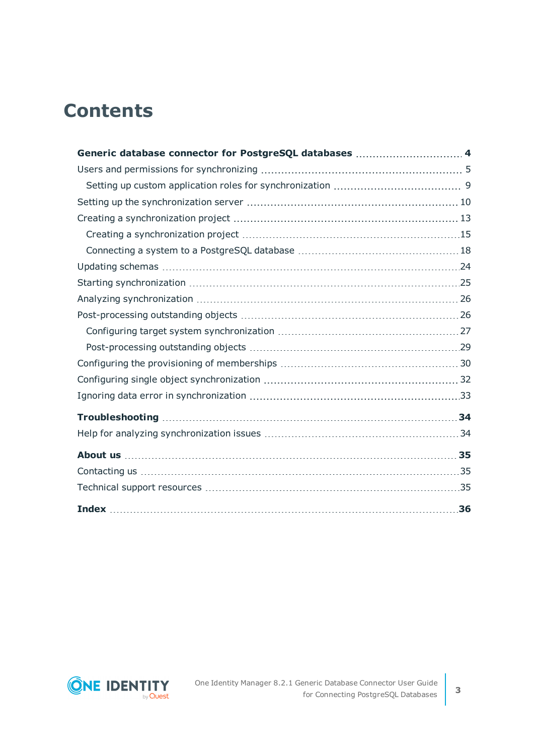# Contents

**Generic database connector for PostgreSQL databases** **4**

Users and permissions for synchronizing 5

Setting up custom application roles for synchronization 9

Setting up the synchronization server 10

Creating a synchronization project 13

Creating a synchronization project 15

Connecting a system to a PostgreSQL database 18

Updating schemas 24

Starting synchronization 25

Analyzing synchronization 26

Post-processing outstanding objects 26

Configuring target system synchronization 27

Post-processing outstanding objects 29

Configuring the provisioning of memberships 30

Configuring single object synchronization 32

Ignoring data error in synchronization 33

**Troubleshooting** **34**

Help for analyzing synchronization issues 34

**About us** **35**

Contacting us 35

Technical support resources 35

**Index** **36**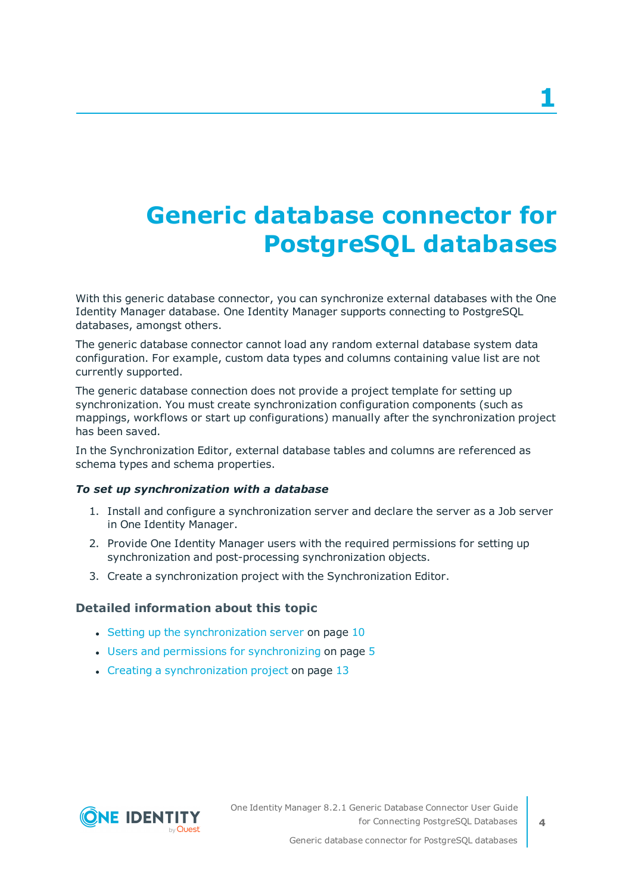# 1 Generic database connector for PostgreSQL databases

With this generic database connector, you can synchronize external databases with the One Identity Manager database. One Identity Manager supports connecting to PostgreSQL databases, amongst others.

The generic database connector cannot load any random external database system data configuration. For example, custom data types and columns containing value list are not currently supported.

The generic database connection does not provide a project template for setting up synchronization. You must create synchronization configuration components (such as mappings, workflows or start up configurations) manually after the synchronization project has been saved.

In the Synchronization Editor, external database tables and columns are referenced as schema types and schema properties.

***To set up synchronization with a database***

1. Install and configure a synchronization server and declare the server as a Job server in One Identity Manager.
2. Provide One Identity Manager users with the required permissions for setting up synchronization and post-processing synchronization objects.
3. Create a synchronization project with the Synchronization Editor.

### Detailed information about this topic

- Setting up the synchronization server on page 10
- Users and permissions for synchronizing on page 5
- Creating a synchronization project on page 13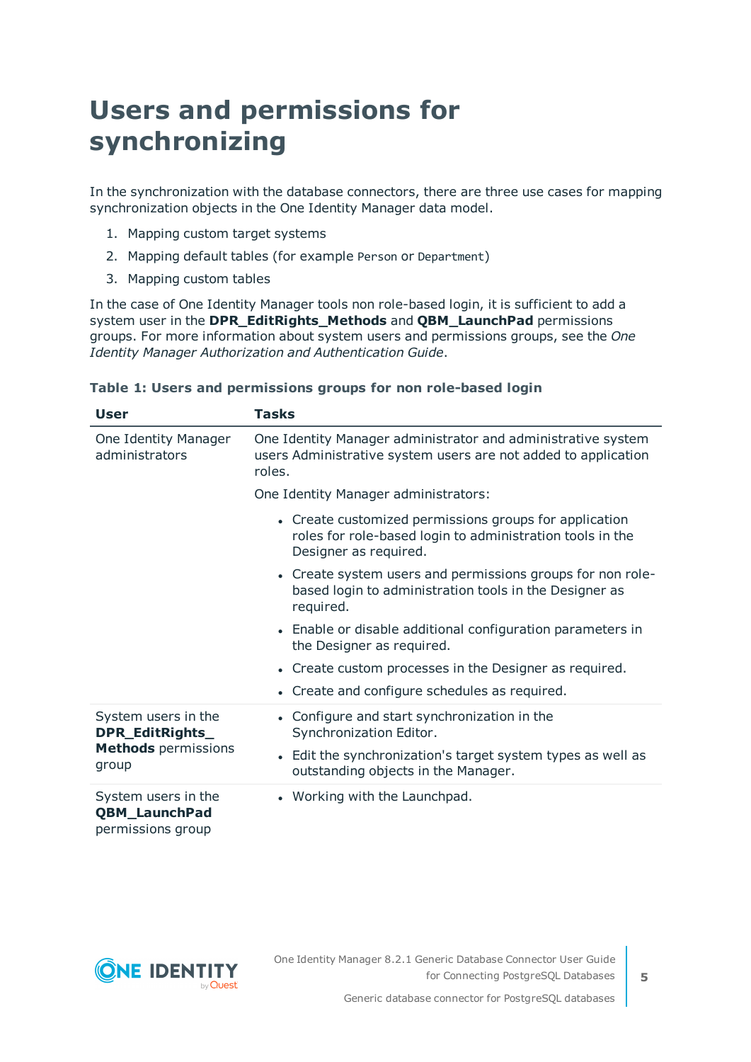# Users and permissions for synchronizing

In the synchronization with the database connectors, there are three use cases for mapping synchronization objects in the One Identity Manager data model.

1. Mapping custom target systems
2. Mapping default tables (for example `Person` or `Department`)
3. Mapping custom tables

In the case of One Identity Manager tools non role-based login, it is sufficient to add a system user in the **DPR_EditRights_Methods** and **QBM_LaunchPad** permissions groups. For more information about system users and permissions groups, see the *One Identity Manager Authorization and Authentication Guide*.

**Table 1: Users and permissions groups for non role-based login**

| User | Tasks |
|---|---|
| One Identity Manager administrators | One Identity Manager administrator and administrative system users Administrative system users are not added to application roles.<br><br>One Identity Manager administrators:<br><br>• Create customized permissions groups for application roles for role-based login to administration tools in the Designer as required.<br>• Create system users and permissions groups for non role-based login to administration tools in the Designer as required.<br>• Enable or disable additional configuration parameters in the Designer as required.<br>• Create custom processes in the Designer as required.<br>• Create and configure schedules as required. |
| System users in the **DPR_EditRights_Methods** permissions group | • Configure and start synchronization in the Synchronization Editor.<br>• Edit the synchronization's target system types as well as outstanding objects in the Manager. |
| System users in the **QBM_LaunchPad** permissions group | • Working with the Launchpad. |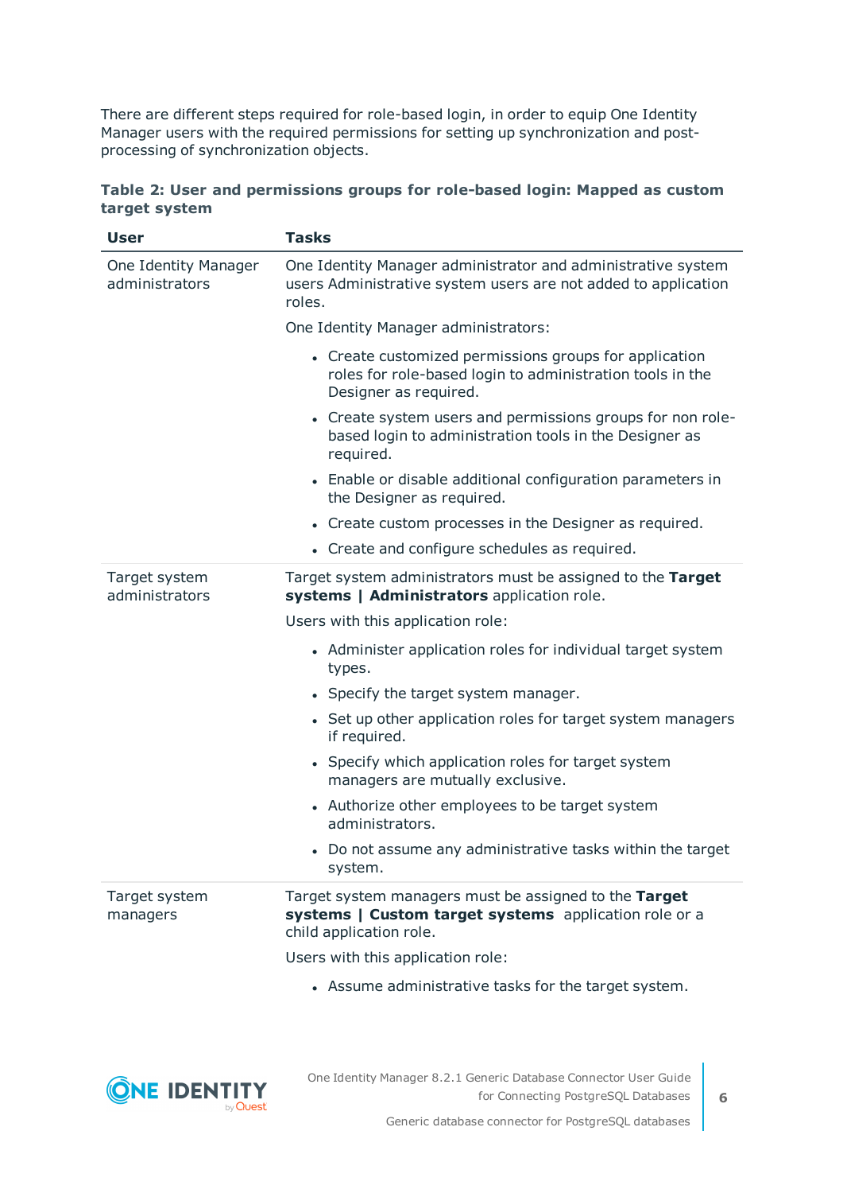There are different steps required for role-based login, in order to equip One Identity Manager users with the required permissions for setting up synchronization and post-processing of synchronization objects.

**Table 2: User and permissions groups for role-based login: Mapped as custom target system**

| User | Tasks |
| --- | --- |
| One Identity Manager administrators | One Identity Manager administrator and administrative system users Administrative system users are not added to application roles.<br><br>One Identity Manager administrators:<br><br>• Create customized permissions groups for application roles for role-based login to administration tools in the Designer as required.<br>• Create system users and permissions groups for non role-based login to administration tools in the Designer as required.<br>• Enable or disable additional configuration parameters in the Designer as required.<br>• Create custom processes in the Designer as required.<br>• Create and configure schedules as required. |
| Target system administrators | Target system administrators must be assigned to the **Target systems \| Administrators** application role.<br><br>Users with this application role:<br><br>• Administer application roles for individual target system types.<br>• Specify the target system manager.<br>• Set up other application roles for target system managers if required.<br>• Specify which application roles for target system managers are mutually exclusive.<br>• Authorize other employees to be target system administrators.<br>• Do not assume any administrative tasks within the target system. |
| Target system managers | Target system managers must be assigned to the **Target systems \| Custom target systems** application role or a child application role.<br><br>Users with this application role:<br><br>• Assume administrative tasks for the target system. |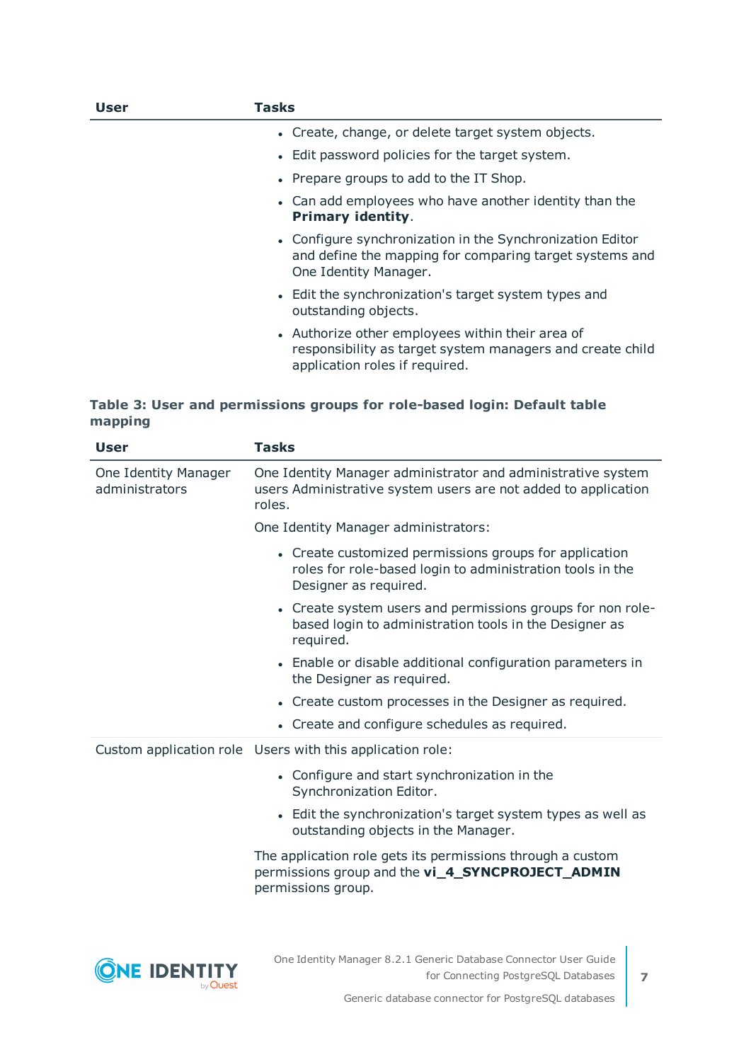| User | Tasks |
|---|---|
| | • Create, change, or delete target system objects.<br>• Edit password policies for the target system.<br>• Prepare groups to add to the IT Shop.<br>• Can add employees who have another identity than the **Primary identity**.<br>• Configure synchronization in the Synchronization Editor and define the mapping for comparing target systems and One Identity Manager.<br>• Edit the synchronization's target system types and outstanding objects.<br>• Authorize other employees within their area of responsibility as target system managers and create child application roles if required. |

**Table 3: User and permissions groups for role-based login: Default table mapping**

| User | Tasks |
|---|---|
| One Identity Manager administrators | One Identity Manager administrator and administrative system users Administrative system users are not added to application roles.<br><br>One Identity Manager administrators:<br><br>• Create customized permissions groups for application roles for role-based login to administration tools in the Designer as required.<br>• Create system users and permissions groups for non role-based login to administration tools in the Designer as required.<br>• Enable or disable additional configuration parameters in the Designer as required.<br>• Create custom processes in the Designer as required.<br>• Create and configure schedules as required. |
| Custom application role | Users with this application role:<br><br>• Configure and start synchronization in the Synchronization Editor.<br>• Edit the synchronization's target system types as well as outstanding objects in the Manager.<br><br>The application role gets its permissions through a custom permissions group and the **vi_4_SYNCPROJECT_ADMIN** permissions group. |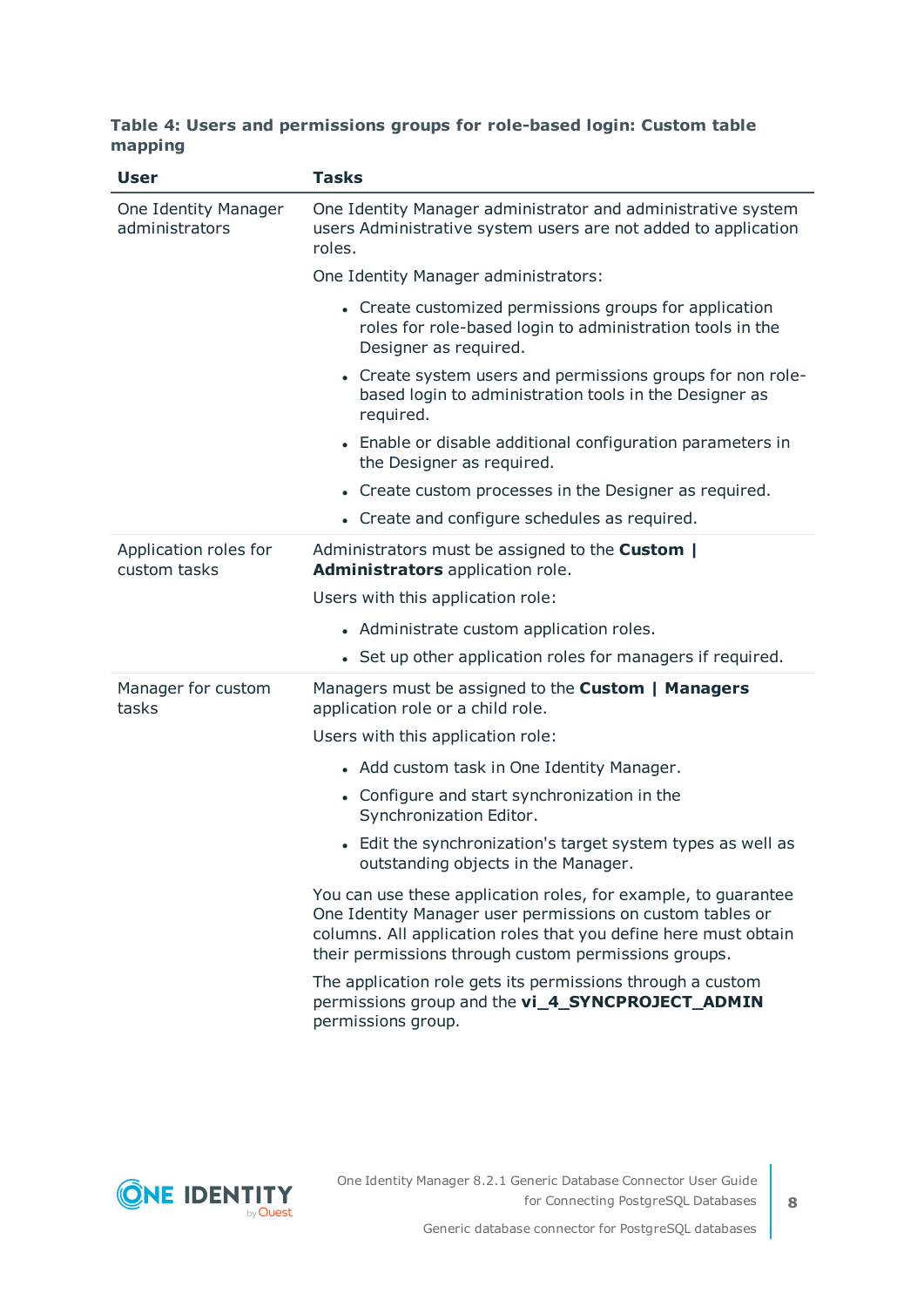**Table 4: Users and permissions groups for role-based login: Custom table mapping**

| User | Tasks |
|---|---|
| One Identity Manager administrators | One Identity Manager administrator and administrative system users Administrative system users are not added to application roles.<br><br>One Identity Manager administrators:<br><br>• Create customized permissions groups for application roles for role-based login to administration tools in the Designer as required.<br>• Create system users and permissions groups for non role-based login to administration tools in the Designer as required.<br>• Enable or disable additional configuration parameters in the Designer as required.<br>• Create custom processes in the Designer as required.<br>• Create and configure schedules as required. |
| Application roles for custom tasks | Administrators must be assigned to the **Custom \| Administrators** application role.<br><br>Users with this application role:<br><br>• Administrate custom application roles.<br>• Set up other application roles for managers if required. |
| Manager for custom tasks | Managers must be assigned to the **Custom \| Managers** application role or a child role.<br><br>Users with this application role:<br><br>• Add custom task in One Identity Manager.<br>• Configure and start synchronization in the Synchronization Editor.<br>• Edit the synchronization's target system types as well as outstanding objects in the Manager.<br><br>You can use these application roles, for example, to guarantee One Identity Manager user permissions on custom tables or columns. All application roles that you define here must obtain their permissions through custom permissions groups.<br><br>The application role gets its permissions through a custom permissions group and the **vi_4_SYNCPROJECT_ADMIN** permissions group. |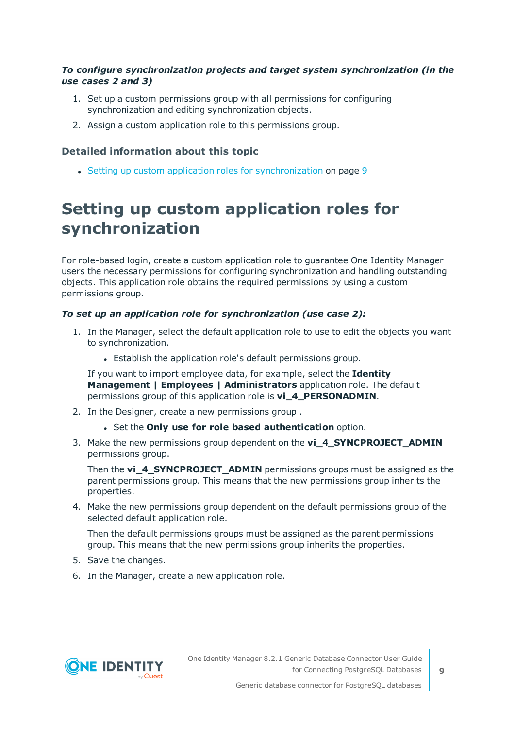***To configure synchronization projects and target system synchronization (in the use cases 2 and 3)***

1. Set up a custom permissions group with all permissions for configuring synchronization and editing synchronization objects.
2. Assign a custom application role to this permissions group.

### Detailed information about this topic

- Setting up custom application roles for synchronization on page 9

# Setting up custom application roles for synchronization

For role-based login, create a custom application role to guarantee One Identity Manager users the necessary permissions for configuring synchronization and handling outstanding objects. This application role obtains the required permissions by using a custom permissions group.

***To set up an application role for synchronization (use case 2):***

1. In the Manager, select the default application role to use to edit the objects you want to synchronization.
   - Establish the application role's default permissions group.

   If you want to import employee data, for example, select the **Identity Management | Employees | Administrators** application role. The default permissions group of this application role is **vi_4_PERSONADMIN**.
2. In the Designer, create a new permissions group .
   - Set the **Only use for role based authentication** option.
3. Make the new permissions group dependent on the **vi_4_SYNCPROJECT_ADMIN** permissions group.

   Then the **vi_4_SYNCPROJECT_ADMIN** permissions groups must be assigned as the parent permissions group. This means that the new permissions group inherits the properties.
4. Make the new permissions group dependent on the default permissions group of the selected default application role.

   Then the default permissions groups must be assigned as the parent permissions group. This means that the new permissions group inherits the properties.
5. Save the changes.
6. In the Manager, create a new application role.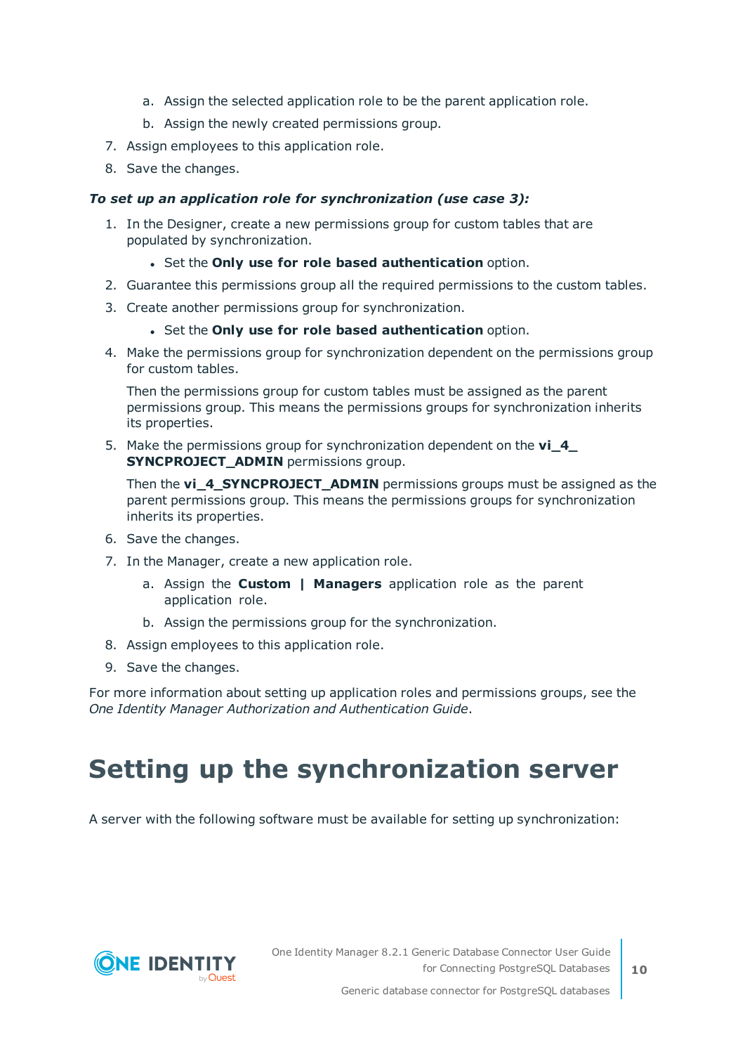a. Assign the selected application role to be the parent application role.

   b. Assign the newly created permissions group.

7. Assign employees to this application role.
8. Save the changes.

***To set up an application role for synchronization (use case 3):***

1. In the Designer, create a new permissions group for custom tables that are populated by synchronization.
   - Set the **Only use for role based authentication** option.
2. Guarantee this permissions group all the required permissions to the custom tables.
3. Create another permissions group for synchronization.
   - Set the **Only use for role based authentication** option.
4. Make the permissions group for synchronization dependent on the permissions group for custom tables.

   Then the permissions group for custom tables must be assigned as the parent permissions group. This means the permissions groups for synchronization inherits its properties.
5. Make the permissions group for synchronization dependent on the **vi_4_SYNCPROJECT_ADMIN** permissions group.

   Then the **vi_4_SYNCPROJECT_ADMIN** permissions groups must be assigned as the parent permissions group. This means the permissions groups for synchronization inherits its properties.
6. Save the changes.
7. In the Manager, create a new application role.

   a. Assign the **Custom | Managers** application role as the parent application role.

   b. Assign the permissions group for the synchronization.
8. Assign employees to this application role.
9. Save the changes.

For more information about setting up application roles and permissions groups, see the *One Identity Manager Authorization and Authentication Guide*.

# Setting up the synchronization server

A server with the following software must be available for setting up synchronization: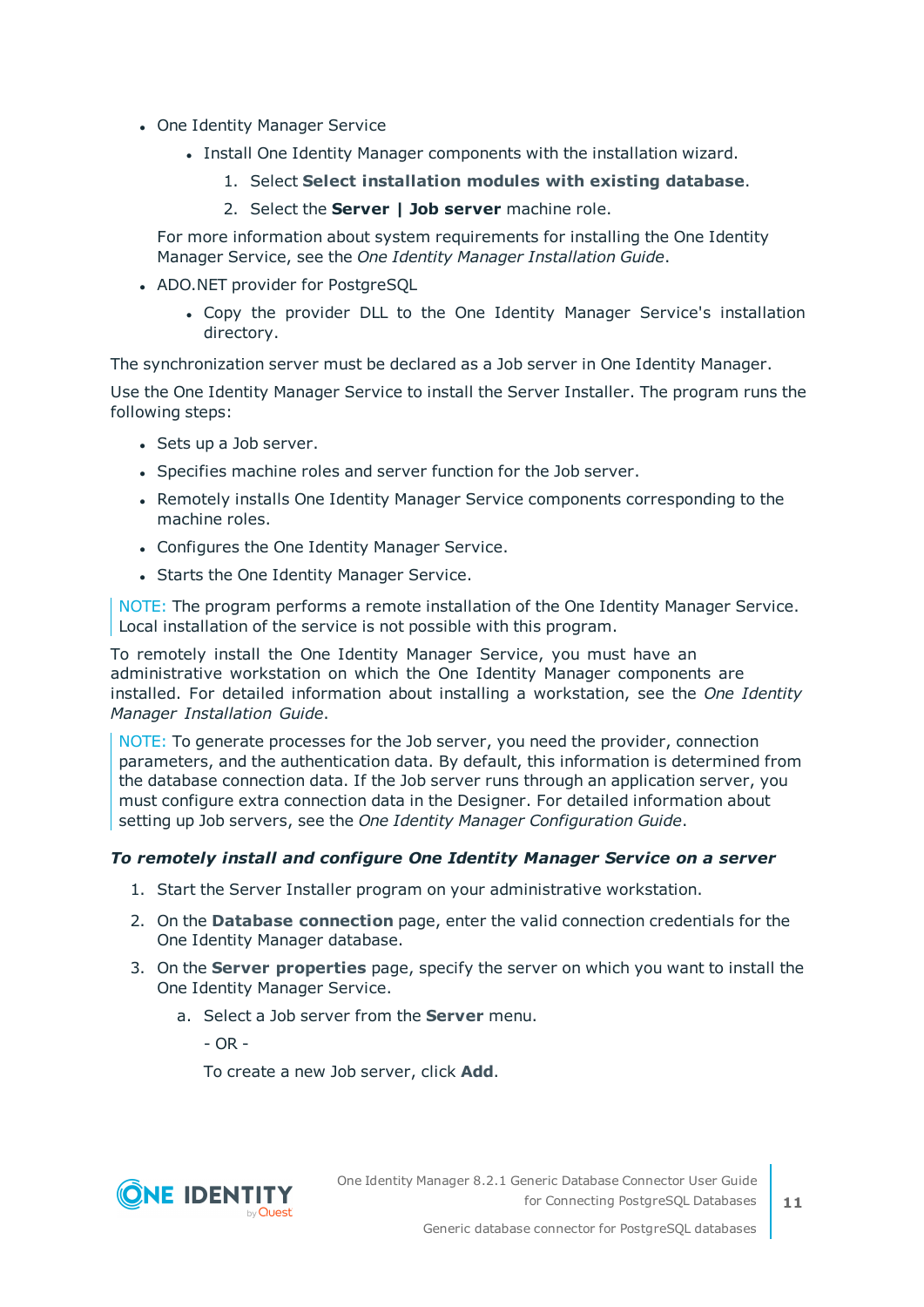- One Identity Manager Service
  - Install One Identity Manager components with the installation wizard.
    1. Select **Select installation modules with existing database**.
    2. Select the **Server | Job server** machine role.

  For more information about system requirements for installing the One Identity Manager Service, see the *One Identity Manager Installation Guide*.
- ADO.NET provider for PostgreSQL
  - Copy the provider DLL to the One Identity Manager Service's installation directory.

The synchronization server must be declared as a Job server in One Identity Manager.

Use the One Identity Manager Service to install the Server Installer. The program runs the following steps:

- Sets up a Job server.
- Specifies machine roles and server function for the Job server.
- Remotely installs One Identity Manager Service components corresponding to the machine roles.
- Configures the One Identity Manager Service.
- Starts the One Identity Manager Service.

> NOTE: The program performs a remote installation of the One Identity Manager Service. Local installation of the service is not possible with this program.

To remotely install the One Identity Manager Service, you must have an administrative workstation on which the One Identity Manager components are installed. For detailed information about installing a workstation, see the *One Identity Manager Installation Guide*.

> NOTE: To generate processes for the Job server, you need the provider, connection parameters, and the authentication data. By default, this information is determined from the database connection data. If the Job server runs through an application server, you must configure extra connection data in the Designer. For detailed information about setting up Job servers, see the *One Identity Manager Configuration Guide*.

***To remotely install and configure One Identity Manager Service on a server***

1. Start the Server Installer program on your administrative workstation.
2. On the **Database connection** page, enter the valid connection credentials for the One Identity Manager database.
3. On the **Server properties** page, specify the server on which you want to install the One Identity Manager Service.
   a. Select a Job server from the **Server** menu.

      \- OR -

      To create a new Job server, click **Add**.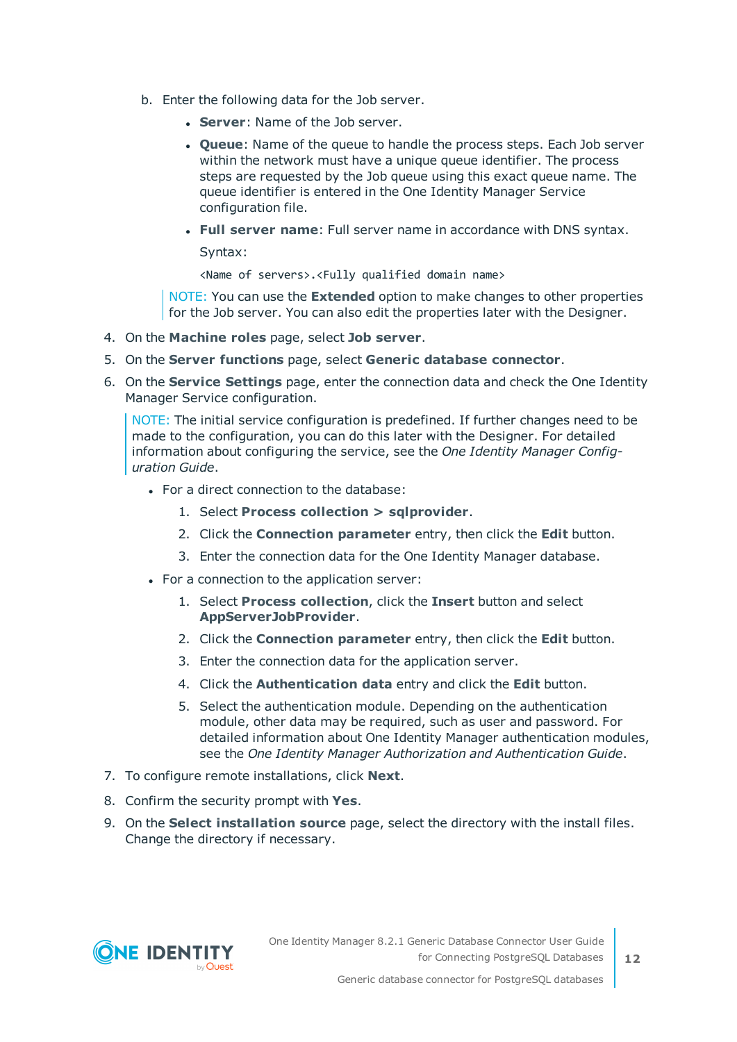b. Enter the following data for the Job server.

      - **Server**: Name of the Job server.
      - **Queue**: Name of the queue to handle the process steps. Each Job server within the network must have a unique queue identifier. The process steps are requested by the Job queue using this exact queue name. The queue identifier is entered in the One Identity Manager Service configuration file.
      - **Full server name**: Full server name in accordance with DNS syntax.

        Syntax:

        `<Name of servers>.<Fully qualified domain name>`

      NOTE: You can use the **Extended** option to make changes to other properties for the Job server. You can also edit the properties later with the Designer.

4. On the **Machine roles** page, select **Job server**.
5. On the **Server functions** page, select **Generic database connector**.
6. On the **Service Settings** page, enter the connection data and check the One Identity Manager Service configuration.

   NOTE: The initial service configuration is predefined. If further changes need to be made to the configuration, you can do this later with the Designer. For detailed information about configuring the service, see the *One Identity Manager Configuration Guide*.

   - For a direct connection to the database:
     1. Select **Process collection > sqlprovider**.
     2. Click the **Connection parameter** entry, then click the **Edit** button.
     3. Enter the connection data for the One Identity Manager database.
   - For a connection to the application server:
     1. Select **Process collection**, click the **Insert** button and select **AppServerJobProvider**.
     2. Click the **Connection parameter** entry, then click the **Edit** button.
     3. Enter the connection data for the application server.
     4. Click the **Authentication data** entry and click the **Edit** button.
     5. Select the authentication module. Depending on the authentication module, other data may be required, such as user and password. For detailed information about One Identity Manager authentication modules, see the *One Identity Manager Authorization and Authentication Guide*.
7. To configure remote installations, click **Next**.
8. Confirm the security prompt with **Yes**.
9. On the **Select installation source** page, select the directory with the install files. Change the directory if necessary.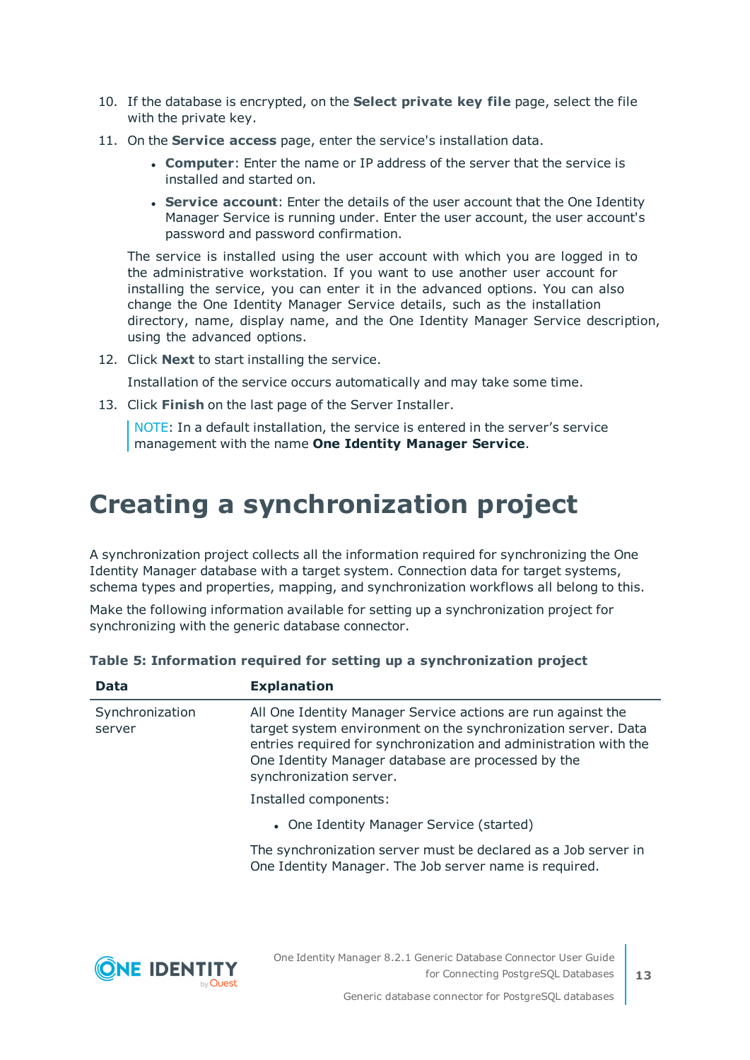10. If the database is encrypted, on the **Select private key file** page, select the file with the private key.
11. On the **Service access** page, enter the service's installation data.
    - **Computer**: Enter the name or IP address of the server that the service is installed and started on.
    - **Service account**: Enter the details of the user account that the One Identity Manager Service is running under. Enter the user account, the user account's password and password confirmation.

    The service is installed using the user account with which you are logged in to the administrative workstation. If you want to use another user account for installing the service, you can enter it in the advanced options. You can also change the One Identity Manager Service details, such as the installation directory, name, display name, and the One Identity Manager Service description, using the advanced options.
12. Click **Next** to start installing the service.

    Installation of the service occurs automatically and may take some time.
13. Click **Finish** on the last page of the Server Installer.

    NOTE: In a default installation, the service is entered in the server's service management with the name **One Identity Manager Service**.

# Creating a synchronization project

A synchronization project collects all the information required for synchronizing the One Identity Manager database with a target system. Connection data for target systems, schema types and properties, mapping, and synchronization workflows all belong to this.

Make the following information available for setting up a synchronization project for synchronizing with the generic database connector.

**Table 5: Information required for setting up a synchronization project**

| Data | Explanation |
|---|---|
| Synchronization server | All One Identity Manager Service actions are run against the target system environment on the synchronization server. Data entries required for synchronization and administration with the One Identity Manager database are processed by the synchronization server.<br><br>Installed components:<br><br>- One Identity Manager Service (started)<br><br>The synchronization server must be declared as a Job server in One Identity Manager. The Job server name is required. |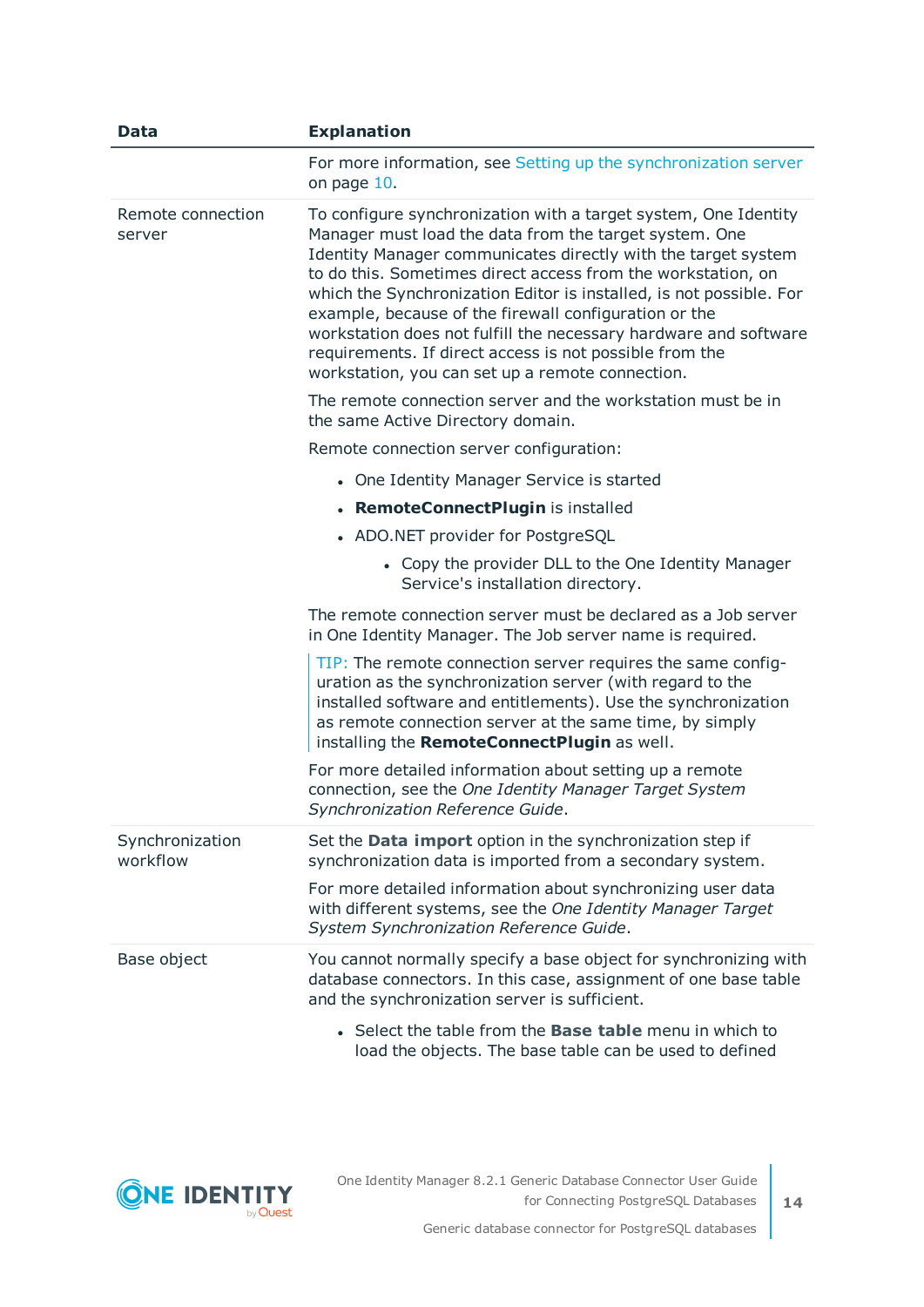| Data | Explanation |
|---|---|
| | For more information, see Setting up the synchronization server on page 10. |
| Remote connection server | To configure synchronization with a target system, One Identity Manager must load the data from the target system. One Identity Manager communicates directly with the target system to do this. Sometimes direct access from the workstation, on which the Synchronization Editor is installed, is not possible. For example, because of the firewall configuration or the workstation does not fulfill the necessary hardware and software requirements. If direct access is not possible from the workstation, you can set up a remote connection.<br><br>The remote connection server and the workstation must be in the same Active Directory domain.<br><br>Remote connection server configuration:<br><br>• One Identity Manager Service is started<br>• **RemoteConnectPlugin** is installed<br>• ADO.NET provider for PostgreSQL<br>&nbsp;&nbsp;&nbsp;&nbsp;• Copy the provider DLL to the One Identity Manager Service's installation directory.<br><br>The remote connection server must be declared as a Job server in One Identity Manager. The Job server name is required.<br><br>TIP: The remote connection server requires the same configuration as the synchronization server (with regard to the installed software and entitlements). Use the synchronization as remote connection server at the same time, by simply installing the **RemoteConnectPlugin** as well.<br><br>For more detailed information about setting up a remote connection, see the *One Identity Manager Target System Synchronization Reference Guide*. |
| Synchronization workflow | Set the **Data import** option in the synchronization step if synchronization data is imported from a secondary system.<br><br>For more detailed information about synchronizing user data with different systems, see the *One Identity Manager Target System Synchronization Reference Guide*. |
| Base object | You cannot normally specify a base object for synchronizing with database connectors. In this case, assignment of one base table and the synchronization server is sufficient.<br><br>• Select the table from the **Base table** menu in which to load the objects. The base table can be used to defined |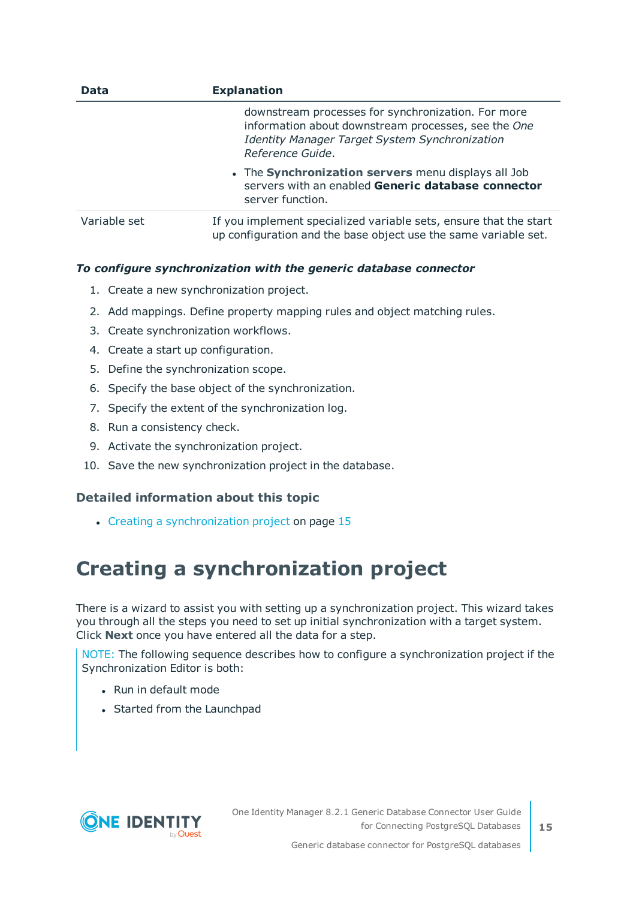| Data | Explanation |
| --- | --- |
| | downstream processes for synchronization. For more information about downstream processes, see the *One Identity Manager Target System Synchronization Reference Guide*.<br>• The **Synchronization servers** menu displays all Job servers with an enabled **Generic database connector** server function. |
| Variable set | If you implement specialized variable sets, ensure that the start up configuration and the base object use the same variable set. |

***To configure synchronization with the generic database connector***

1. Create a new synchronization project.
2. Add mappings. Define property mapping rules and object matching rules.
3. Create synchronization workflows.
4. Create a start up configuration.
5. Define the synchronization scope.
6. Specify the base object of the synchronization.
7. Specify the extent of the synchronization log.
8. Run a consistency check.
9. Activate the synchronization project.
10. Save the new synchronization project in the database.

### Detailed information about this topic

- Creating a synchronization project on page 15

# Creating a synchronization project

There is a wizard to assist you with setting up a synchronization project. This wizard takes you through all the steps you need to set up initial synchronization with a target system. Click **Next** once you have entered all the data for a step.

> NOTE: The following sequence describes how to configure a synchronization project if the Synchronization Editor is both:
>
> - Run in default mode
> - Started from the Launchpad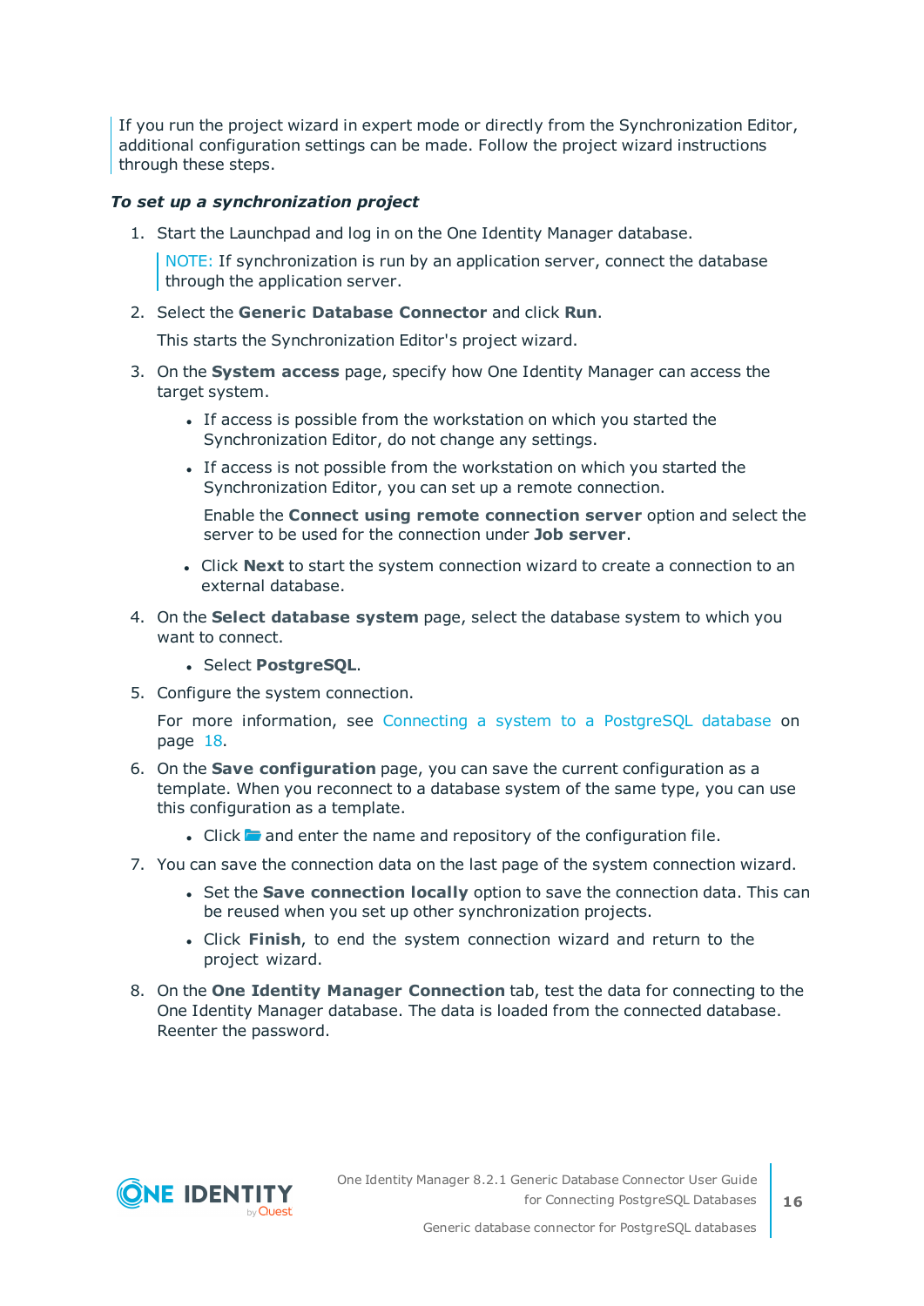If you run the project wizard in expert mode or directly from the Synchronization Editor, additional configuration settings can be made. Follow the project wizard instructions through these steps.

***To set up a synchronization project***

1. Start the Launchpad and log in on the One Identity Manager database.

   NOTE: If synchronization is run by an application server, connect the database through the application server.

2. Select the **Generic Database Connector** and click **Run**.

   This starts the Synchronization Editor's project wizard.

3. On the **System access** page, specify how One Identity Manager can access the target system.

   - If access is possible from the workstation on which you started the Synchronization Editor, do not change any settings.
   - If access is not possible from the workstation on which you started the Synchronization Editor, you can set up a remote connection.

     Enable the **Connect using remote connection server** option and select the server to be used for the connection under **Job server**.

   - Click **Next** to start the system connection wizard to create a connection to an external database.

4. On the **Select database system** page, select the database system to which you want to connect.

   - Select **PostgreSQL**.

5. Configure the system connection.

   For more information, see Connecting a system to a PostgreSQL database on page 18.

6. On the **Save configuration** page, you can save the current configuration as a template. When you reconnect to a database system of the same type, you can use this configuration as a template.

   - Click and enter the name and repository of the configuration file.

7. You can save the connection data on the last page of the system connection wizard.

   - Set the **Save connection locally** option to save the connection data. This can be reused when you set up other synchronization projects.
   - Click **Finish**, to end the system connection wizard and return to the project wizard.

8. On the **One Identity Manager Connection** tab, test the data for connecting to the One Identity Manager database. The data is loaded from the connected database. Reenter the password.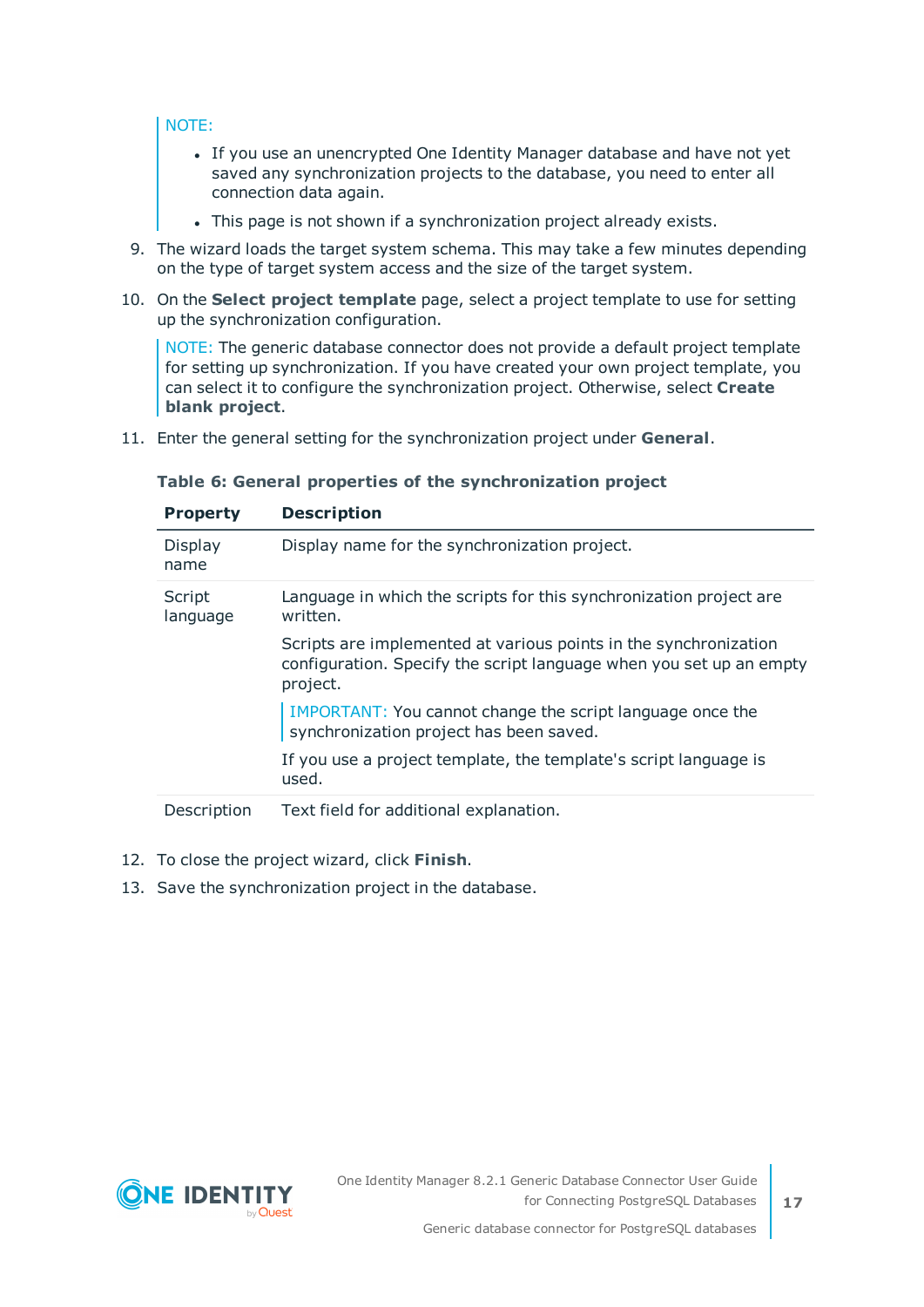NOTE:

- If you use an unencrypted One Identity Manager database and have not yet saved any synchronization projects to the database, you need to enter all connection data again.
- This page is not shown if a synchronization project already exists.

9. The wizard loads the target system schema. This may take a few minutes depending on the type of target system access and the size of the target system.

10. On the **Select project template** page, select a project template to use for setting up the synchronization configuration.

    NOTE: The generic database connector does not provide a default project template for setting up synchronization. If you have created your own project template, you can select it to configure the synchronization project. Otherwise, select **Create blank project**.

11. Enter the general setting for the synchronization project under **General**.

**Table 6: General properties of the synchronization project**

| Property | Description |
|---|---|
| Display name | Display name for the synchronization project. |
| Script language | Language in which the scripts for this synchronization project are written.<br><br>Scripts are implemented at various points in the synchronization configuration. Specify the script language when you set up an empty project.<br><br>IMPORTANT: You cannot change the script language once the synchronization project has been saved.<br><br>If you use a project template, the template's script language is used. |
| Description | Text field for additional explanation. |

12. To close the project wizard, click **Finish**.

13. Save the synchronization project in the database.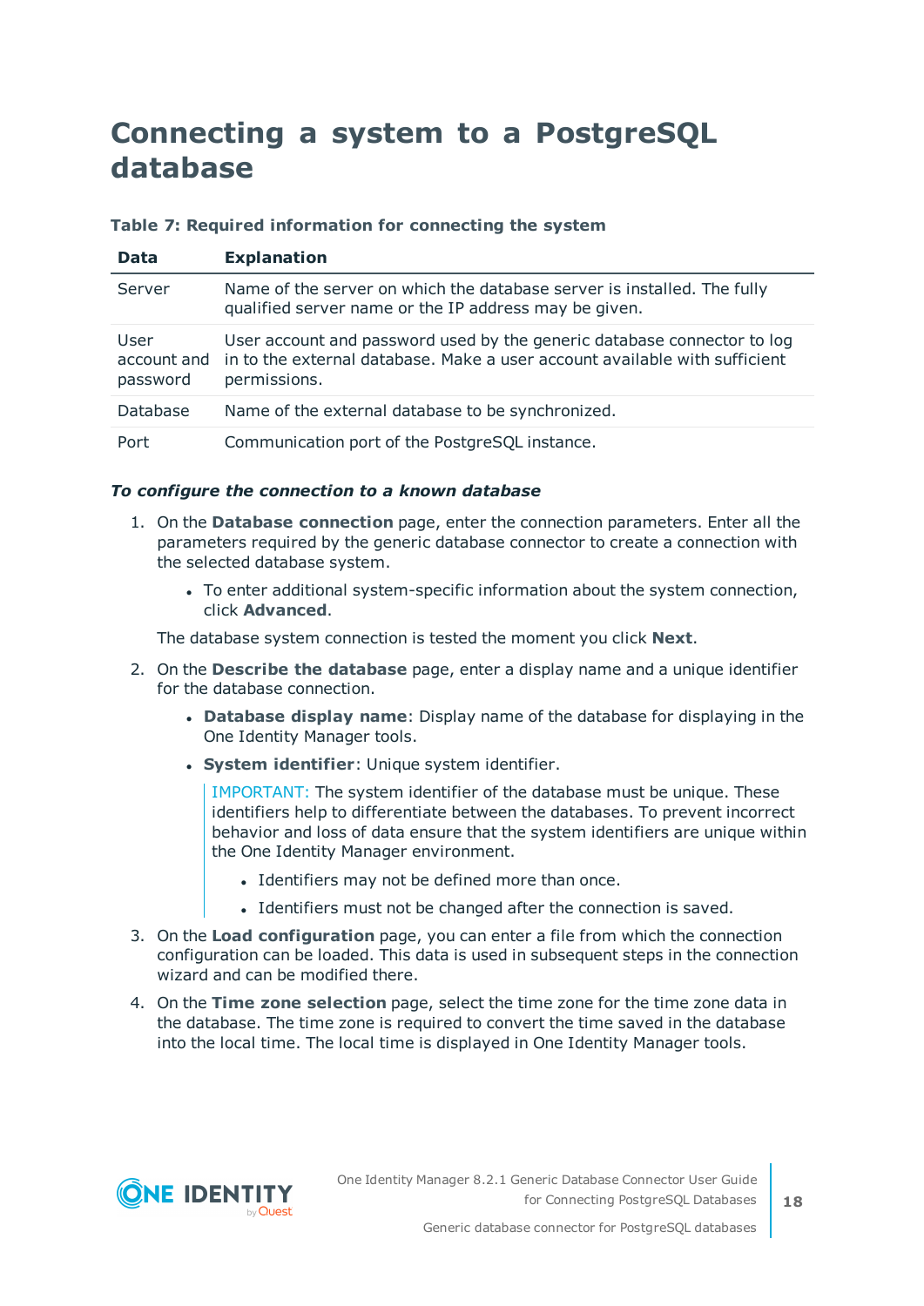# Connecting a system to a PostgreSQL database

**Table 7: Required information for connecting the system**

| Data | Explanation |
| --- | --- |
| Server | Name of the server on which the database server is installed. The fully qualified server name or the IP address may be given. |
| User account and password | User account and password used by the generic database connector to log in to the external database. Make a user account available with sufficient permissions. |
| Database | Name of the external database to be synchronized. |
| Port | Communication port of the PostgreSQL instance. |

***To configure the connection to a known database***

1. On the **Database connection** page, enter the connection parameters. Enter all the parameters required by the generic database connector to create a connection with the selected database system.

   - To enter additional system-specific information about the system connection, click **Advanced**.

   The database system connection is tested the moment you click **Next**.

2. On the **Describe the database** page, enter a display name and a unique identifier for the database connection.

   - **Database display name**: Display name of the database for displaying in the One Identity Manager tools.
   - **System identifier**: Unique system identifier.

     IMPORTANT: The system identifier of the database must be unique. These identifiers help to differentiate between the databases. To prevent incorrect behavior and loss of data ensure that the system identifiers are unique within the One Identity Manager environment.

     - Identifiers may not be defined more than once.
     - Identifiers must not be changed after the connection is saved.

3. On the **Load configuration** page, you can enter a file from which the connection configuration can be loaded. This data is used in subsequent steps in the connection wizard and can be modified there.

4. On the **Time zone selection** page, select the time zone for the time zone data in the database. The time zone is required to convert the time saved in the database into the local time. The local time is displayed in One Identity Manager tools.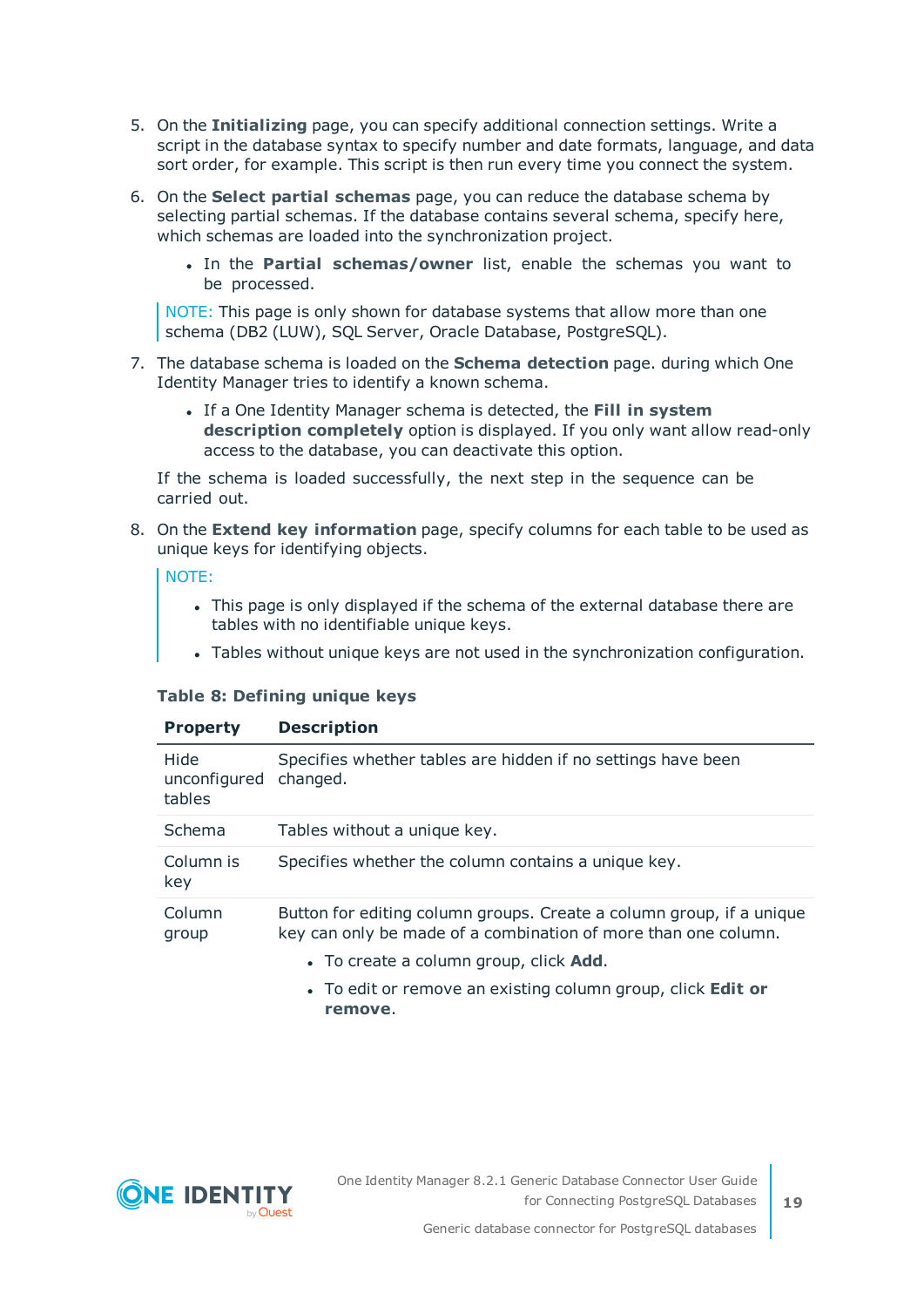5. On the **Initializing** page, you can specify additional connection settings. Write a script in the database syntax to specify number and date formats, language, and data sort order, for example. This script is then run every time you connect the system.

6. On the **Select partial schemas** page, you can reduce the database schema by selecting partial schemas. If the database contains several schema, specify here, which schemas are loaded into the synchronization project.

   - In the **Partial schemas/owner** list, enable the schemas you want to be processed.

   NOTE: This page is only shown for database systems that allow more than one schema (DB2 (LUW), SQL Server, Oracle Database, PostgreSQL).

7. The database schema is loaded on the **Schema detection** page. during which One Identity Manager tries to identify a known schema.

   - If a One Identity Manager schema is detected, the **Fill in system description completely** option is displayed. If you only want allow read-only access to the database, you can deactivate this option.

   If the schema is loaded successfully, the next step in the sequence can be carried out.

8. On the **Extend key information** page, specify columns for each table to be used as unique keys for identifying objects.

   NOTE:

   - This page is only displayed if the schema of the external database there are tables with no identifiable unique keys.
   - Tables without unique keys are not used in the synchronization configuration.

   **Table 8: Defining unique keys**

   | Property | Description |
   |---|---|
   | Hide unconfigured tables | Specifies whether tables are hidden if no settings have been changed. |
   | Schema | Tables without a unique key. |
   | Column is key | Specifies whether the column contains a unique key. |
   | Column group | Button for editing column groups. Create a column group, if a unique key can only be made of a combination of more than one column.<br>• To create a column group, click **Add**.<br>• To edit or remove an existing column group, click **Edit or remove**. |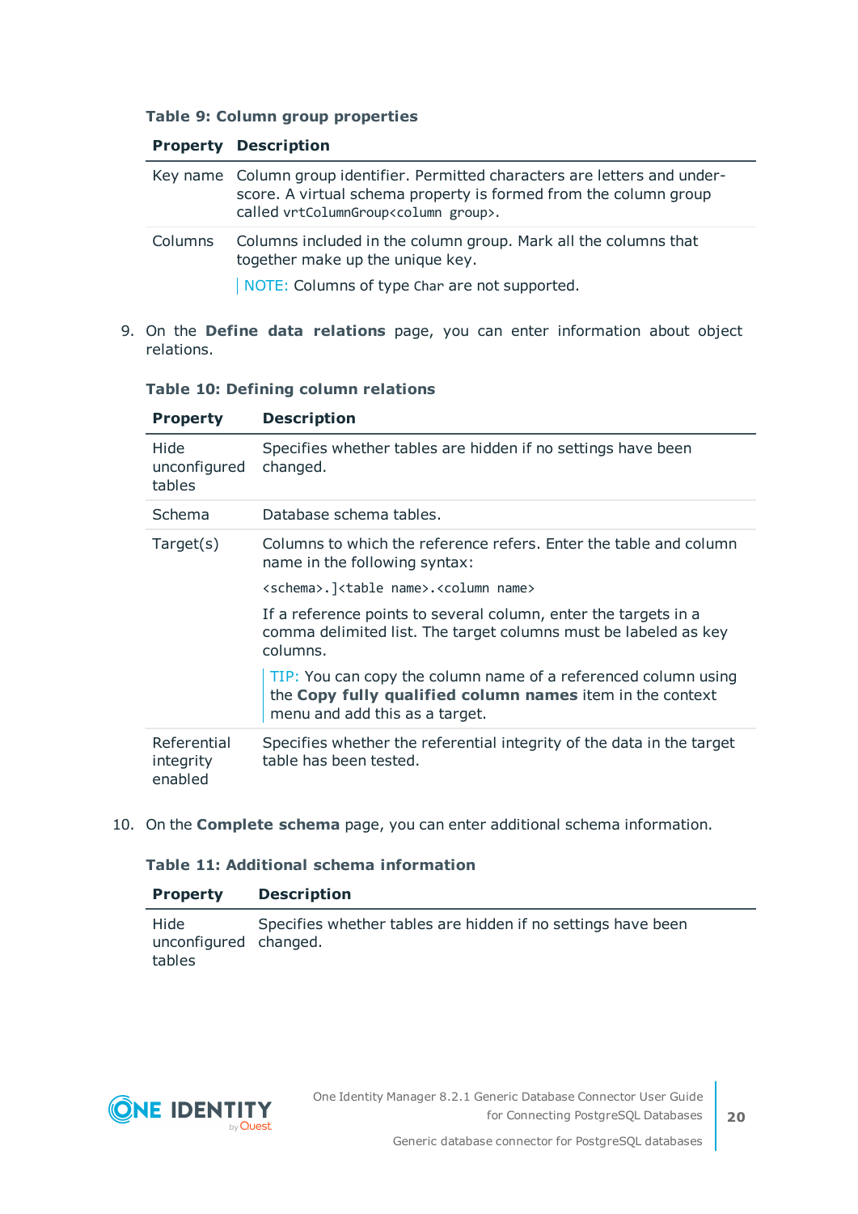**Table 9: Column group properties**

| Property | Description |
|---|---|
| Key name | Column group identifier. Permitted characters are letters and underscore. A virtual schema property is formed from the column group called `vrtColumnGroup<column group>`. |
| Columns | Columns included in the column group. Mark all the columns that together make up the unique key.<br><br>NOTE: Columns of type `Char` are not supported. |

9. On the **Define data relations** page, you can enter information about object relations.

**Table 10: Defining column relations**

| Property | Description |
|---|---|
| Hide unconfigured tables | Specifies whether tables are hidden if no settings have been changed. |
| Schema | Database schema tables. |
| Target(s) | Columns to which the reference refers. Enter the table and column name in the following syntax:<br><br>`<schema>.]<table name>.<column name>`<br><br>If a reference points to several column, enter the targets in a comma delimited list. The target columns must be labeled as key columns.<br><br>TIP: You can copy the column name of a referenced column using the **Copy fully qualified column names** item in the context menu and add this as a target. |
| Referential integrity enabled | Specifies whether the referential integrity of the data in the target table has been tested. |

10. On the **Complete schema** page, you can enter additional schema information.

**Table 11: Additional schema information**

| Property | Description |
|---|---|
| Hide unconfigured tables | Specifies whether tables are hidden if no settings have been changed. |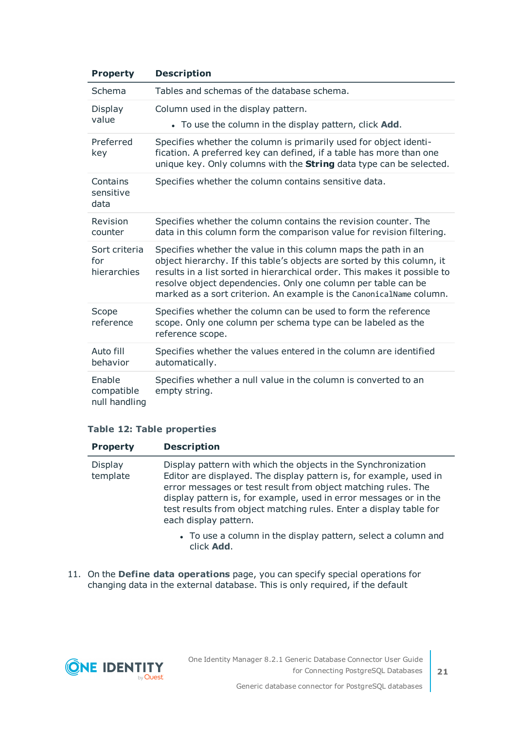| Property | Description |
|---|---|
| Schema | Tables and schemas of the database schema. |
| Display value | Column used in the display pattern.<br>• To use the column in the display pattern, click **Add**. |
| Preferred key | Specifies whether the column is primarily used for object identification. A preferred key can defined, if a table has more than one unique key. Only columns with the **String** data type can be selected. |
| Contains sensitive data | Specifies whether the column contains sensitive data. |
| Revision counter | Specifies whether the column contains the revision counter. The data in this column form the comparison value for revision filtering. |
| Sort criteria for hierarchies | Specifies whether the value in this column maps the path in an object hierarchy. If this table's objects are sorted by this column, it results in a list sorted in hierarchical order. This makes it possible to resolve object dependencies. Only one column per table can be marked as a sort criterion. An example is the `CanonicalName` column. |
| Scope reference | Specifies whether the column can be used to form the reference scope. Only one column per schema type can be labeled as the reference scope. |
| Auto fill behavior | Specifies whether the values entered in the column are identified automatically. |
| Enable compatible null handling | Specifies whether a null value in the column is converted to an empty string. |

**Table 12: Table properties**

| Property | Description |
|---|---|
| Display template | Display pattern with which the objects in the Synchronization Editor are displayed. The display pattern is, for example, used in error messages or test result from object matching rules. The display pattern is, for example, used in error messages or in the test results from object matching rules. Enter a display table for each display pattern.<br>• To use a column in the display pattern, select a column and click **Add**. |

11. On the **Define data operations** page, you can specify special operations for changing data in the external database. This is only required, if the default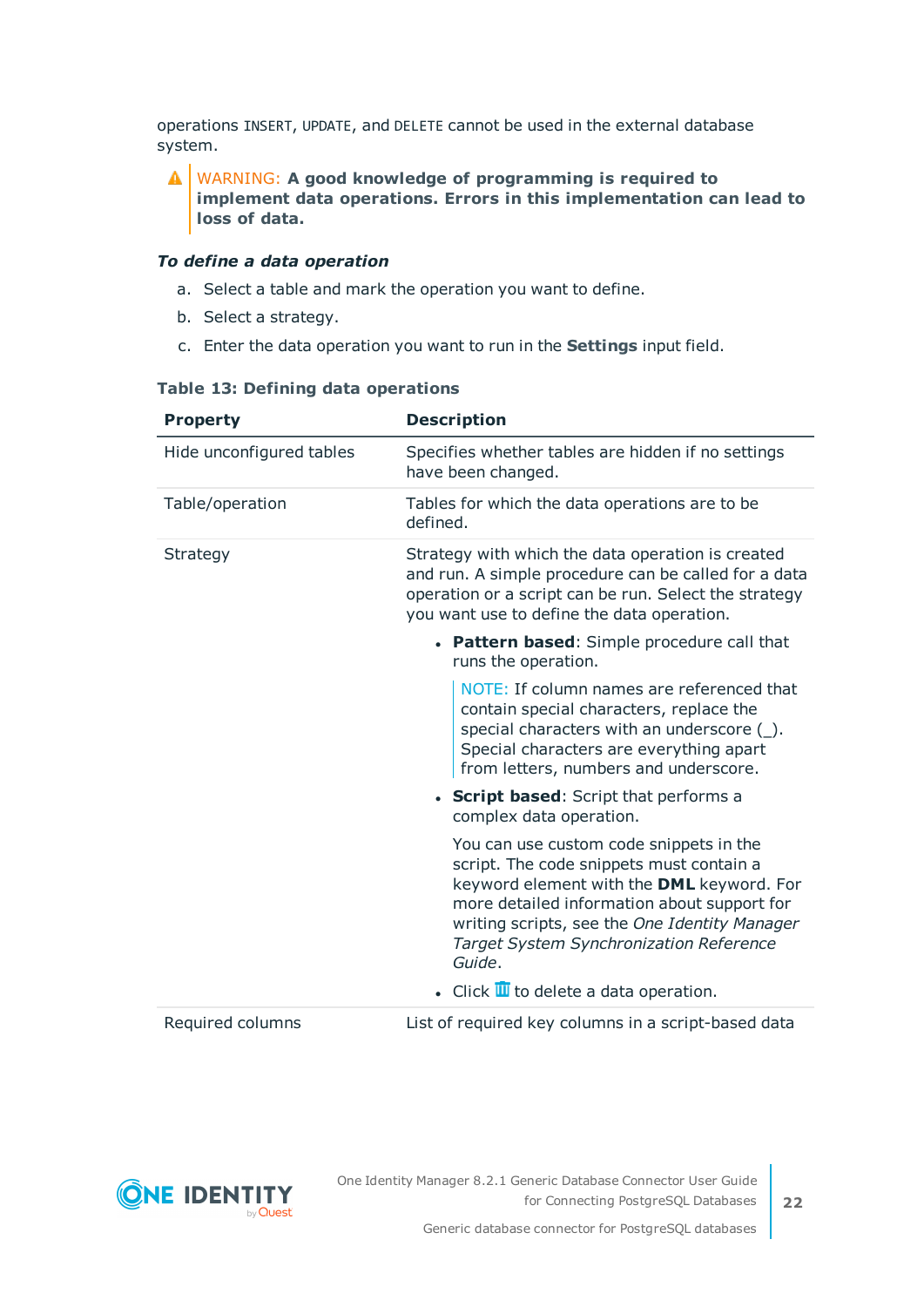operations INSERT, UPDATE, and DELETE cannot be used in the external database system.

> ⚠ WARNING: **A good knowledge of programming is required to implement data operations. Errors in this implementation can lead to loss of data.**

***To define a data operation***

a. Select a table and mark the operation you want to define.

b. Select a strategy.

c. Enter the data operation you want to run in the **Settings** input field.

**Table 13: Defining data operations**

| Property | Description |
|---|---|
| Hide unconfigured tables | Specifies whether tables are hidden if no settings have been changed. |
| Table/operation | Tables for which the data operations are to be defined. |
| Strategy | Strategy with which the data operation is created and run. A simple procedure can be called for a data operation or a script can be run. Select the strategy you want use to define the data operation.<br><br>• **Pattern based**: Simple procedure call that runs the operation.<br><br>NOTE: If column names are referenced that contain special characters, replace the special characters with an underscore (_). Special characters are everything apart from letters, numbers and underscore.<br><br>• **Script based**: Script that performs a complex data operation.<br><br>You can use custom code snippets in the script. The code snippets must contain a keyword element with the **DML** keyword. For more detailed information about support for writing scripts, see the *One Identity Manager Target System Synchronization Reference Guide*.<br><br>• Click 🗑 to delete a data operation. |
| Required columns | List of required key columns in a script-based data |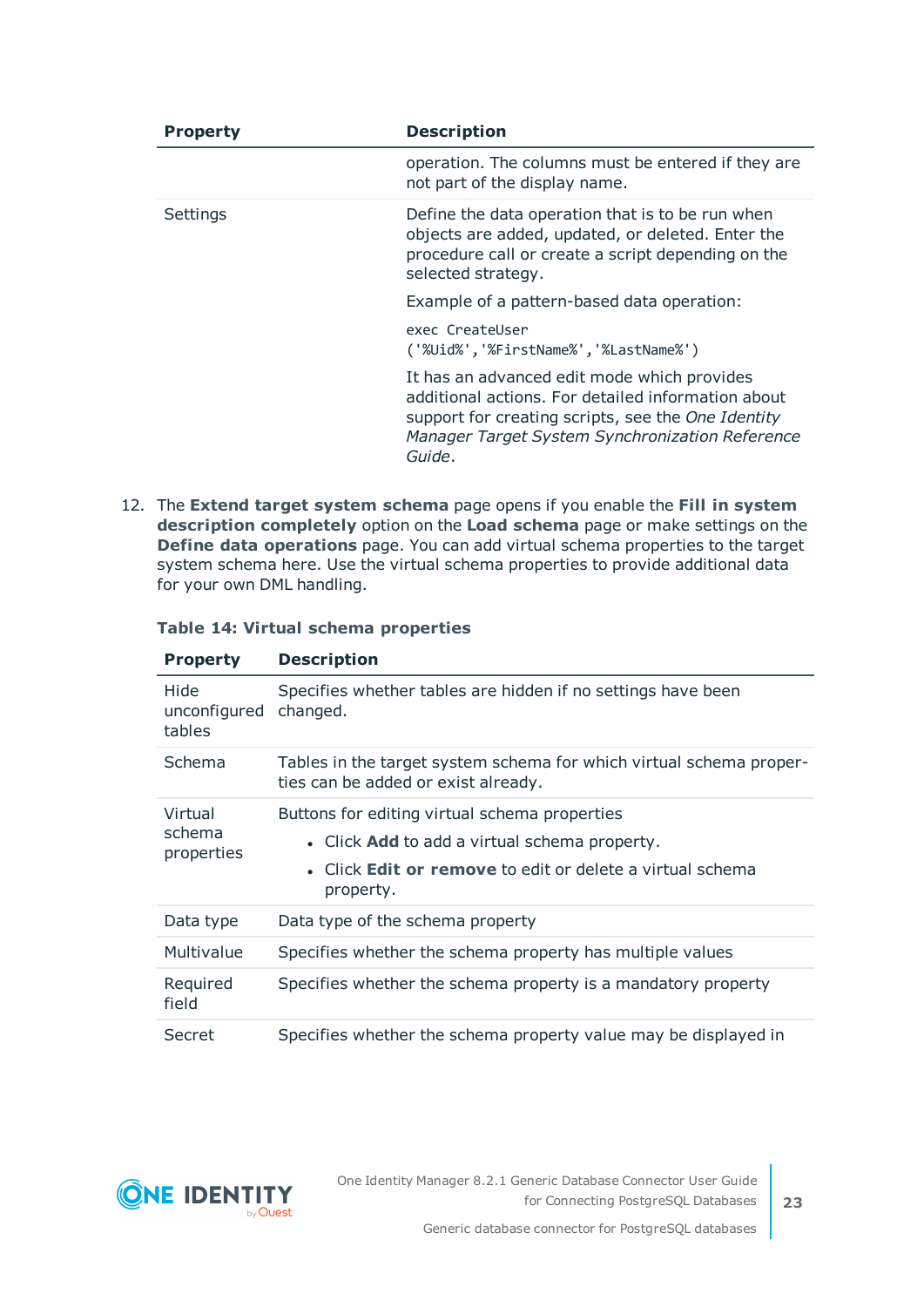| Property | Description |
|---|---|
| | operation. The columns must be entered if they are not part of the display name. |
| Settings | Define the data operation that is to be run when objects are added, updated, or deleted. Enter the procedure call or create a script depending on the selected strategy.<br><br>Example of a pattern-based data operation:<br><br>`exec CreateUser ('%Uid%','%FirstName%','%LastName%')`<br><br>It has an advanced edit mode which provides additional actions. For detailed information about support for creating scripts, see the *One Identity Manager Target System Synchronization Reference Guide*. |

12. The **Extend target system schema** page opens if you enable the **Fill in system description completely** option on the **Load schema** page or make settings on the **Define data operations** page. You can add virtual schema properties to the target system schema here. Use the virtual schema properties to provide additional data for your own DML handling.

**Table 14: Virtual schema properties**

| Property | Description |
|---|---|
| Hide unconfigured tables | Specifies whether tables are hidden if no settings have been changed. |
| Schema | Tables in the target system schema for which virtual schema properties can be added or exist already. |
| Virtual schema properties | Buttons for editing virtual schema properties<br>• Click **Add** to add a virtual schema property.<br>• Click **Edit or remove** to edit or delete a virtual schema property. |
| Data type | Data type of the schema property |
| Multivalue | Specifies whether the schema property has multiple values |
| Required field | Specifies whether the schema property is a mandatory property |
| Secret | Specifies whether the schema property value may be displayed in |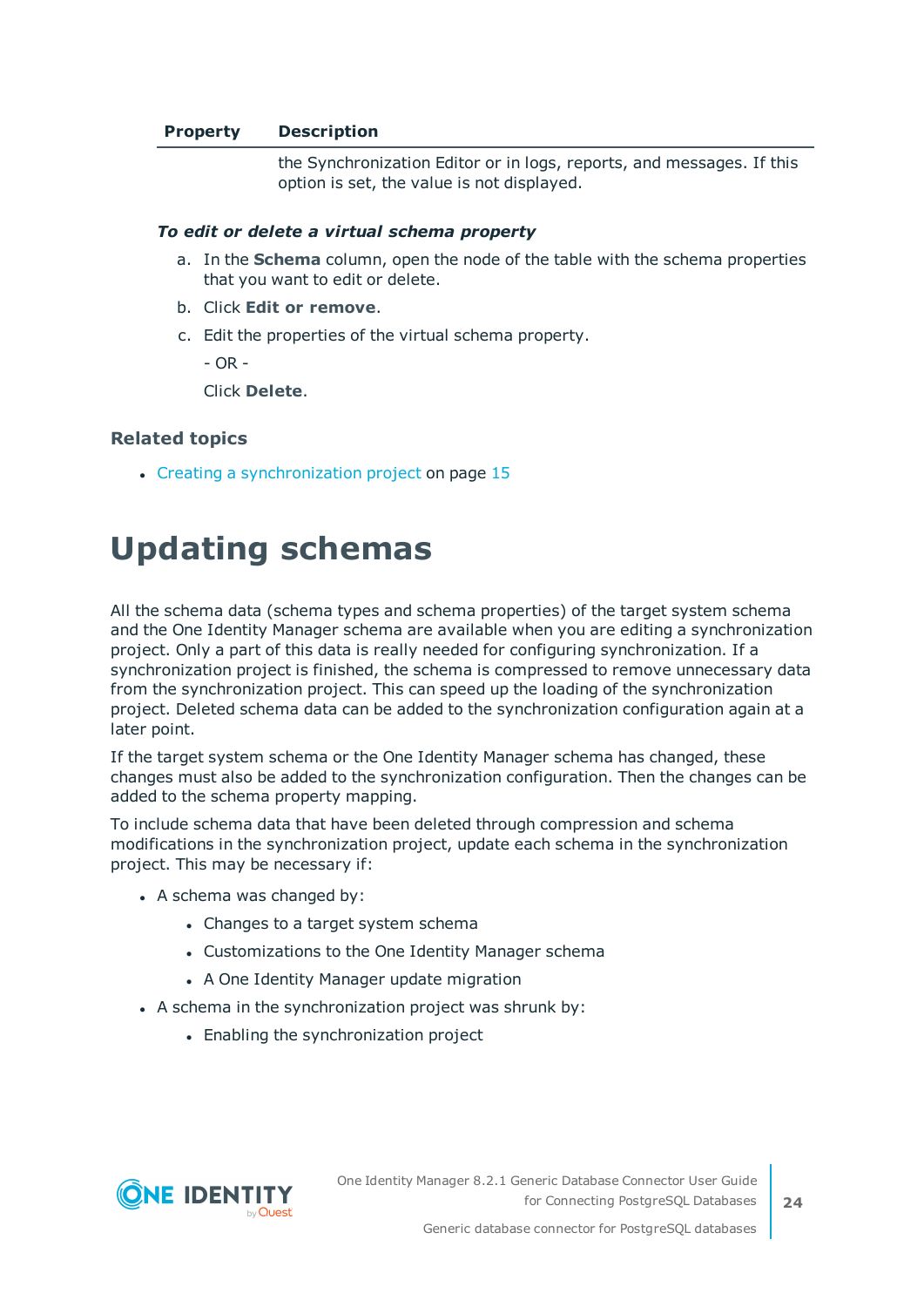| Property | Description |
|---|---|
| | the Synchronization Editor or in logs, reports, and messages. If this option is set, the value is not displayed. |

***To edit or delete a virtual schema property***

a. In the **Schema** column, open the node of the table with the schema properties that you want to edit or delete.

b. Click **Edit or remove**.

c. Edit the properties of the virtual schema property.

   - OR -

   Click **Delete**.

### Related topics

- Creating a synchronization project on page 15

# Updating schemas

All the schema data (schema types and schema properties) of the target system schema and the One Identity Manager schema are available when you are editing a synchronization project. Only a part of this data is really needed for configuring synchronization. If a synchronization project is finished, the schema is compressed to remove unnecessary data from the synchronization project. This can speed up the loading of the synchronization project. Deleted schema data can be added to the synchronization configuration again at a later point.

If the target system schema or the One Identity Manager schema has changed, these changes must also be added to the synchronization configuration. Then the changes can be added to the schema property mapping.

To include schema data that have been deleted through compression and schema modifications in the synchronization project, update each schema in the synchronization project. This may be necessary if:

- A schema was changed by:
  - Changes to a target system schema
  - Customizations to the One Identity Manager schema
  - A One Identity Manager update migration
- A schema in the synchronization project was shrunk by:
  - Enabling the synchronization project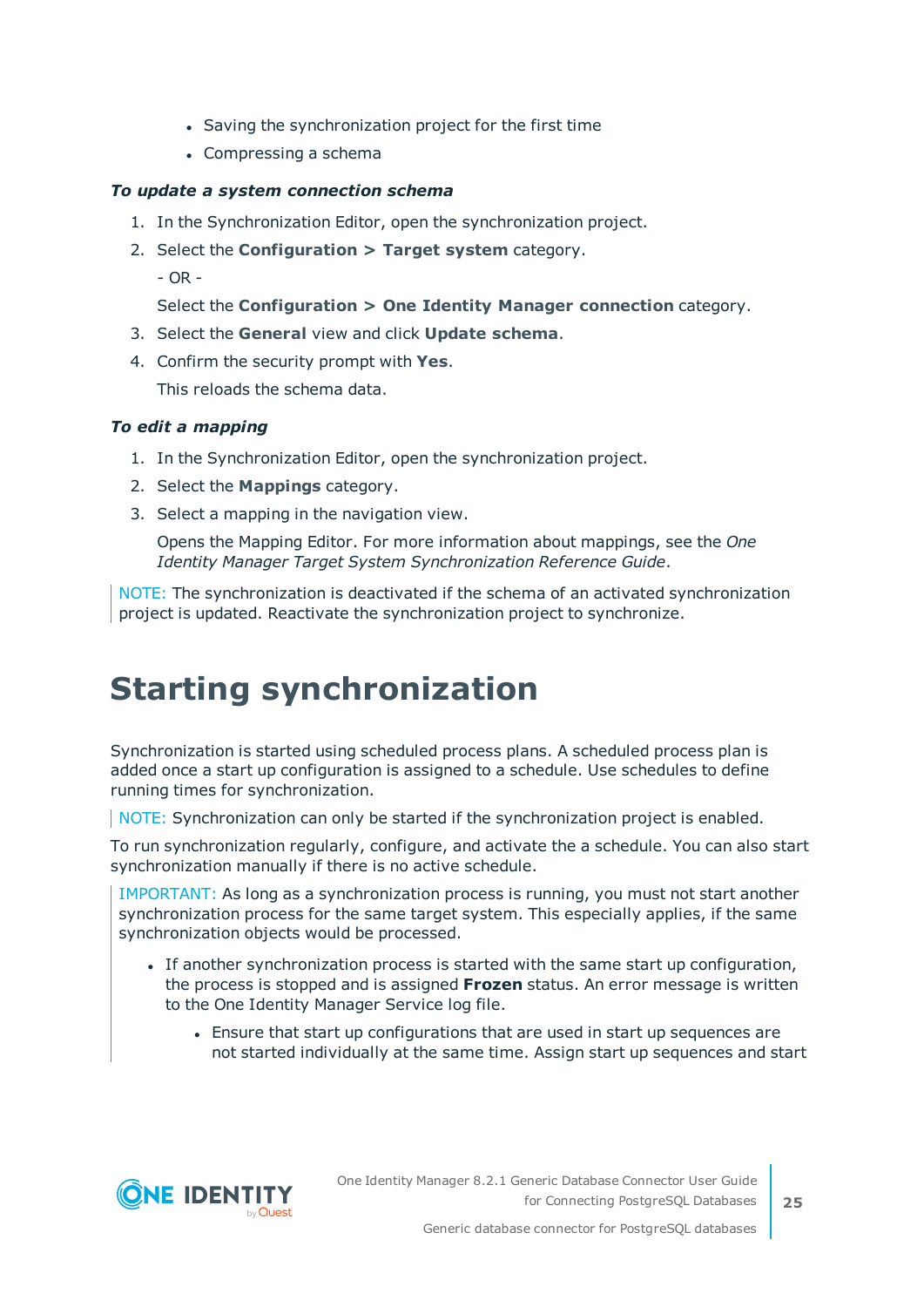- Saving the synchronization project for the first time
- Compressing a schema

***To update a system connection schema***

1. In the Synchronization Editor, open the synchronization project.
2. Select the **Configuration > Target system** category.

   - OR -

   Select the **Configuration > One Identity Manager connection** category.
3. Select the **General** view and click **Update schema**.
4. Confirm the security prompt with **Yes**.

   This reloads the schema data.

***To edit a mapping***

1. In the Synchronization Editor, open the synchronization project.
2. Select the **Mappings** category.
3. Select a mapping in the navigation view.

   Opens the Mapping Editor. For more information about mappings, see the *One Identity Manager Target System Synchronization Reference Guide*.

NOTE: The synchronization is deactivated if the schema of an activated synchronization project is updated. Reactivate the synchronization project to synchronize.

# Starting synchronization

Synchronization is started using scheduled process plans. A scheduled process plan is added once a start up configuration is assigned to a schedule. Use schedules to define running times for synchronization.

NOTE: Synchronization can only be started if the synchronization project is enabled.

To run synchronization regularly, configure, and activate the a schedule. You can also start synchronization manually if there is no active schedule.

IMPORTANT: As long as a synchronization process is running, you must not start another synchronization process for the same target system. This especially applies, if the same synchronization objects would be processed.

- If another synchronization process is started with the same start up configuration, the process is stopped and is assigned **Frozen** status. An error message is written to the One Identity Manager Service log file.
  - Ensure that start up configurations that are used in start up sequences are not started individually at the same time. Assign start up sequences and start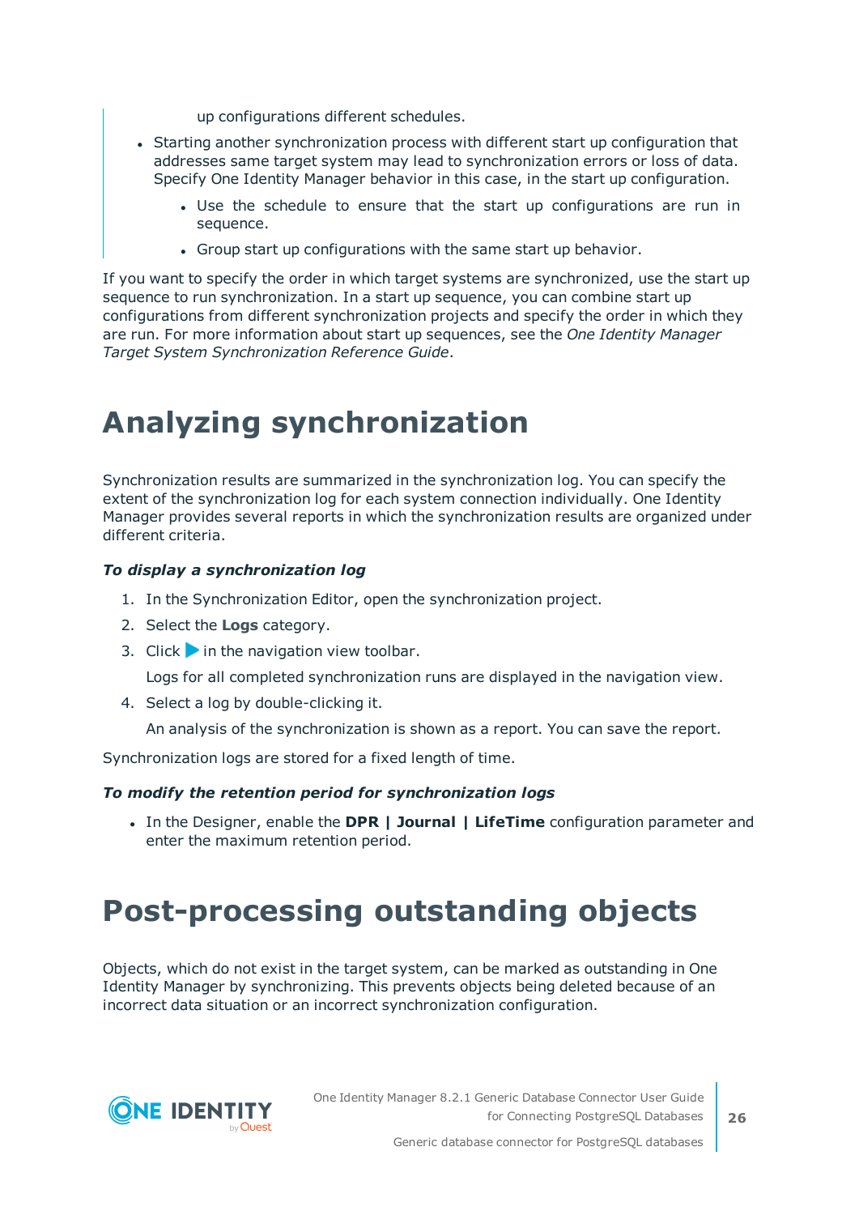up configurations different schedules.

- Starting another synchronization process with different start up configuration that addresses same target system may lead to synchronization errors or loss of data. Specify One Identity Manager behavior in this case, in the start up configuration.
  - Use the schedule to ensure that the start up configurations are run in sequence.
  - Group start up configurations with the same start up behavior.

If you want to specify the order in which target systems are synchronized, use the start up sequence to run synchronization. In a start up sequence, you can combine start up configurations from different synchronization projects and specify the order in which they are run. For more information about start up sequences, see the *One Identity Manager Target System Synchronization Reference Guide*.

# Analyzing synchronization

Synchronization results are summarized in the synchronization log. You can specify the extent of the synchronization log for each system connection individually. One Identity Manager provides several reports in which the synchronization results are organized under different criteria.

***To display a synchronization log***

1. In the Synchronization Editor, open the synchronization project.
2. Select the **Logs** category.
3. Click ▶ in the navigation view toolbar.

   Logs for all completed synchronization runs are displayed in the navigation view.
4. Select a log by double-clicking it.

   An analysis of the synchronization is shown as a report. You can save the report.

Synchronization logs are stored for a fixed length of time.

***To modify the retention period for synchronization logs***

- In the Designer, enable the **DPR | Journal | LifeTime** configuration parameter and enter the maximum retention period.

# Post-processing outstanding objects

Objects, which do not exist in the target system, can be marked as outstanding in One Identity Manager by synchronizing. This prevents objects being deleted because of an incorrect data situation or an incorrect synchronization configuration.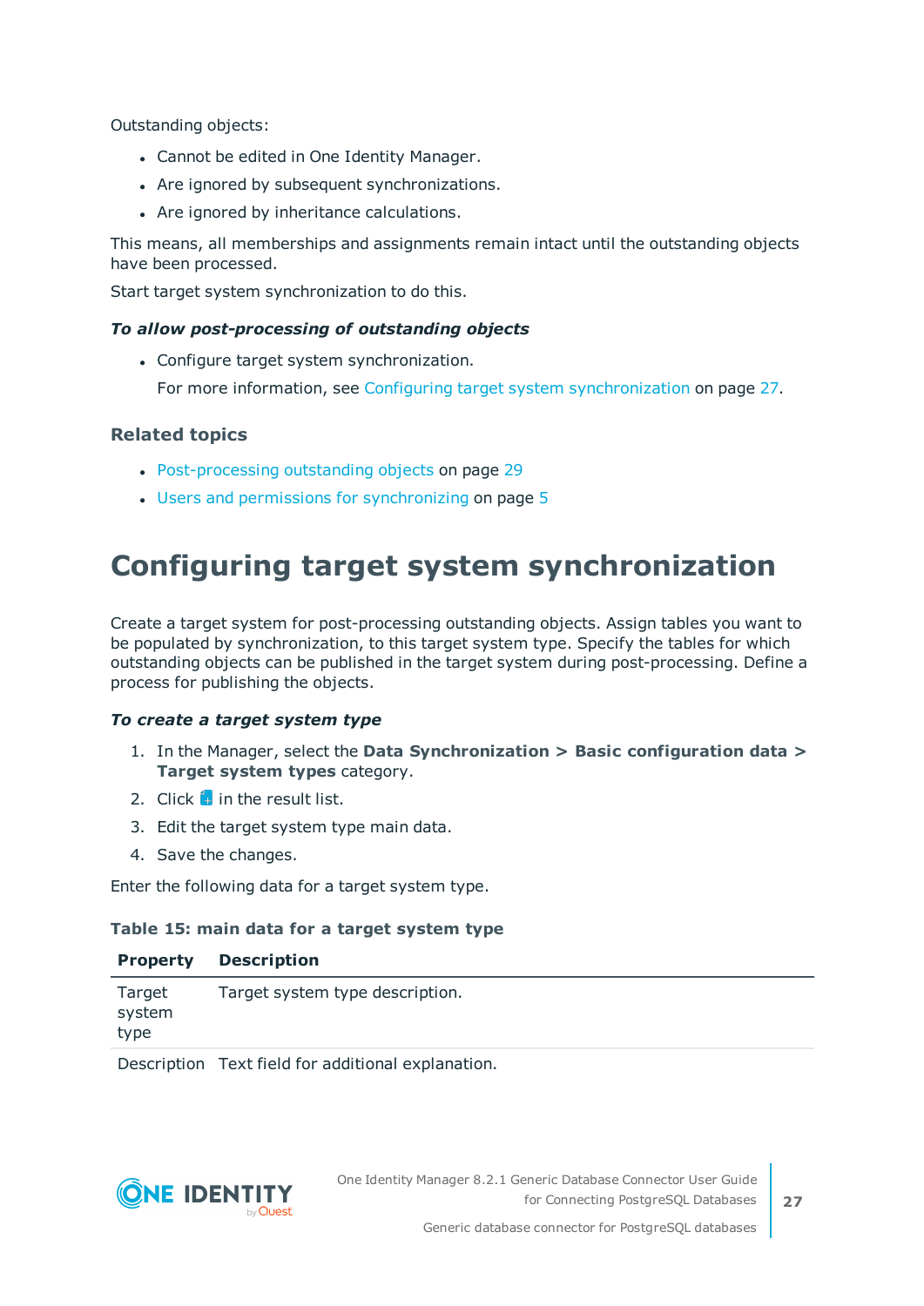Outstanding objects:

- Cannot be edited in One Identity Manager.
- Are ignored by subsequent synchronizations.
- Are ignored by inheritance calculations.

This means, all memberships and assignments remain intact until the outstanding objects have been processed.

Start target system synchronization to do this.

***To allow post-processing of outstanding objects***

- Configure target system synchronization.

  For more information, see Configuring target system synchronization on page 27.

### Related topics

- Post-processing outstanding objects on page 29
- Users and permissions for synchronizing on page 5

# Configuring target system synchronization

Create a target system for post-processing outstanding objects. Assign tables you want to be populated by synchronization, to this target system type. Specify the tables for which outstanding objects can be published in the target system during post-processing. Define a process for publishing the objects.

***To create a target system type***

1. In the Manager, select the **Data Synchronization > Basic configuration data > Target system types** category.
2. Click in the result list.
3. Edit the target system type main data.
4. Save the changes.

Enter the following data for a target system type.

**Table 15: main data for a target system type**

| Property | Description |
| --- | --- |
| Target system type | Target system type description. |
| Description | Text field for additional explanation. |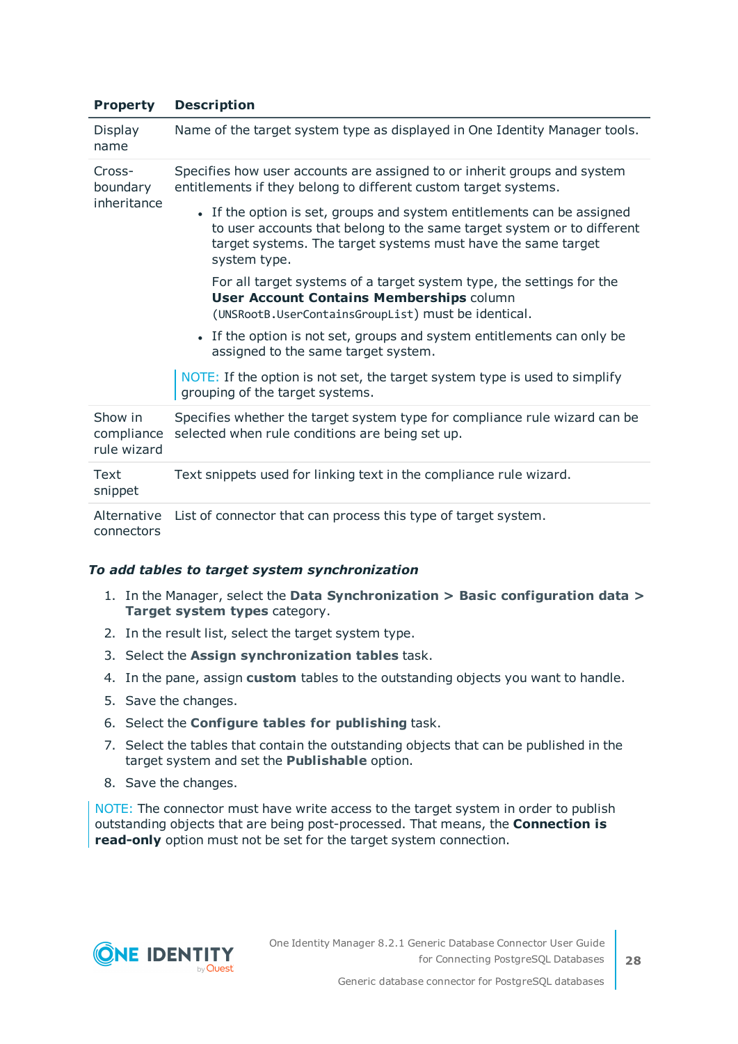| Property | Description |
| --- | --- |
| Display name | Name of the target system type as displayed in One Identity Manager tools. |
| Cross-boundary inheritance | Specifies how user accounts are assigned to or inherit groups and system entitlements if they belong to different custom target systems.<br><br>• If the option is set, groups and system entitlements can be assigned to user accounts that belong to the same target system or to different target systems. The target systems must have the same target system type.<br><br>For all target systems of a target system type, the settings for the **User Account Contains Memberships** column (`UNSRootB.UserContainsGroupList`) must be identical.<br><br>• If the option is not set, groups and system entitlements can only be assigned to the same target system.<br><br>NOTE: If the option is not set, the target system type is used to simplify grouping of the target systems. |
| Show in compliance rule wizard | Specifies whether the target system type for compliance rule wizard can be selected when rule conditions are being set up. |
| Text snippet | Text snippets used for linking text in the compliance rule wizard. |
| Alternative connectors | List of connector that can process this type of target system. |

***To add tables to target system synchronization***

1. In the Manager, select the **Data Synchronization > Basic configuration data > Target system types** category.
2. In the result list, select the target system type.
3. Select the **Assign synchronization tables** task.
4. In the pane, assign **custom** tables to the outstanding objects you want to handle.
5. Save the changes.
6. Select the **Configure tables for publishing** task.
7. Select the tables that contain the outstanding objects that can be published in the target system and set the **Publishable** option.
8. Save the changes.

NOTE: The connector must have write access to the target system in order to publish outstanding objects that are being post-processed. That means, the **Connection is read-only** option must not be set for the target system connection.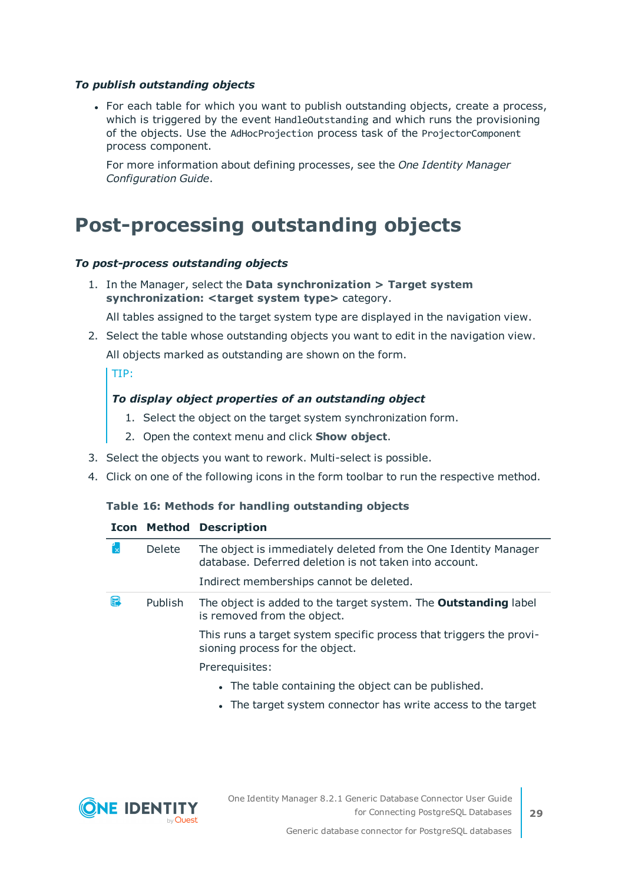*To publish outstanding objects*

- For each table for which you want to publish outstanding objects, create a process, which is triggered by the event `HandleOutstanding` and which runs the provisioning of the objects. Use the `AdHocProjection` process task of the `ProjectorComponent` process component.

  For more information about defining processes, see the *One Identity Manager Configuration Guide*.

# Post-processing outstanding objects

*To post-process outstanding objects*

1. In the Manager, select the **Data synchronization > Target system synchronization: <target system type>** category.

   All tables assigned to the target system type are displayed in the navigation view.

2. Select the table whose outstanding objects you want to edit in the navigation view.

   All objects marked as outstanding are shown on the form.

   TIP:

   *To display object properties of an outstanding object*

   1. Select the object on the target system synchronization form.
   2. Open the context menu and click **Show object**.

3. Select the objects you want to rework. Multi-select is possible.
4. Click on one of the following icons in the form toolbar to run the respective method.

**Table 16: Methods for handling outstanding objects**

| Icon | Method | Description |
|---|---|---|
| | Delete | The object is immediately deleted from the One Identity Manager database. Deferred deletion is not taken into account.<br><br>Indirect memberships cannot be deleted. |
| | Publish | The object is added to the target system. The **Outstanding** label is removed from the object.<br><br>This runs a target system specific process that triggers the provisioning process for the object.<br><br>Prerequisites:<br>• The table containing the object can be published.<br>• The target system connector has write access to the target |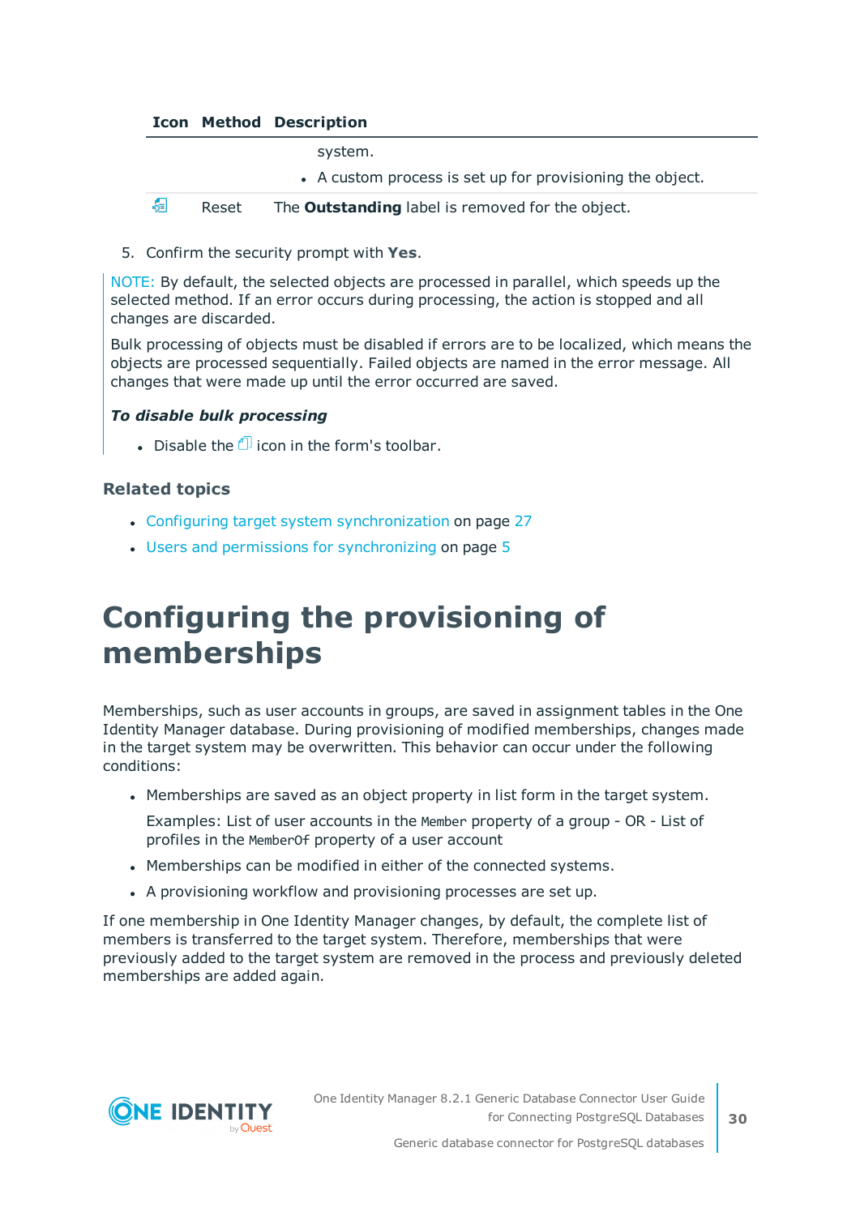| Icon | Method | Description |
|---|---|---|
| | | system.<br>• A custom process is set up for provisioning the object. |
| | Reset | The **Outstanding** label is removed for the object. |

5. Confirm the security prompt with **Yes**.

NOTE: By default, the selected objects are processed in parallel, which speeds up the selected method. If an error occurs during processing, the action is stopped and all changes are discarded.

Bulk processing of objects must be disabled if errors are to be localized, which means the objects are processed sequentially. Failed objects are named in the error message. All changes that were made up until the error occurred are saved.

***To disable bulk processing***

- Disable the icon in the form's toolbar.

### Related topics

- Configuring target system synchronization on page 27
- Users and permissions for synchronizing on page 5

# Configuring the provisioning of memberships

Memberships, such as user accounts in groups, are saved in assignment tables in the One Identity Manager database. During provisioning of modified memberships, changes made in the target system may be overwritten. This behavior can occur under the following conditions:

- Memberships are saved as an object property in list form in the target system.

  Examples: List of user accounts in the `Member` property of a group - OR - List of profiles in the `MemberOf` property of a user account
- Memberships can be modified in either of the connected systems.
- A provisioning workflow and provisioning processes are set up.

If one membership in One Identity Manager changes, by default, the complete list of members is transferred to the target system. Therefore, memberships that were previously added to the target system are removed in the process and previously deleted memberships are added again.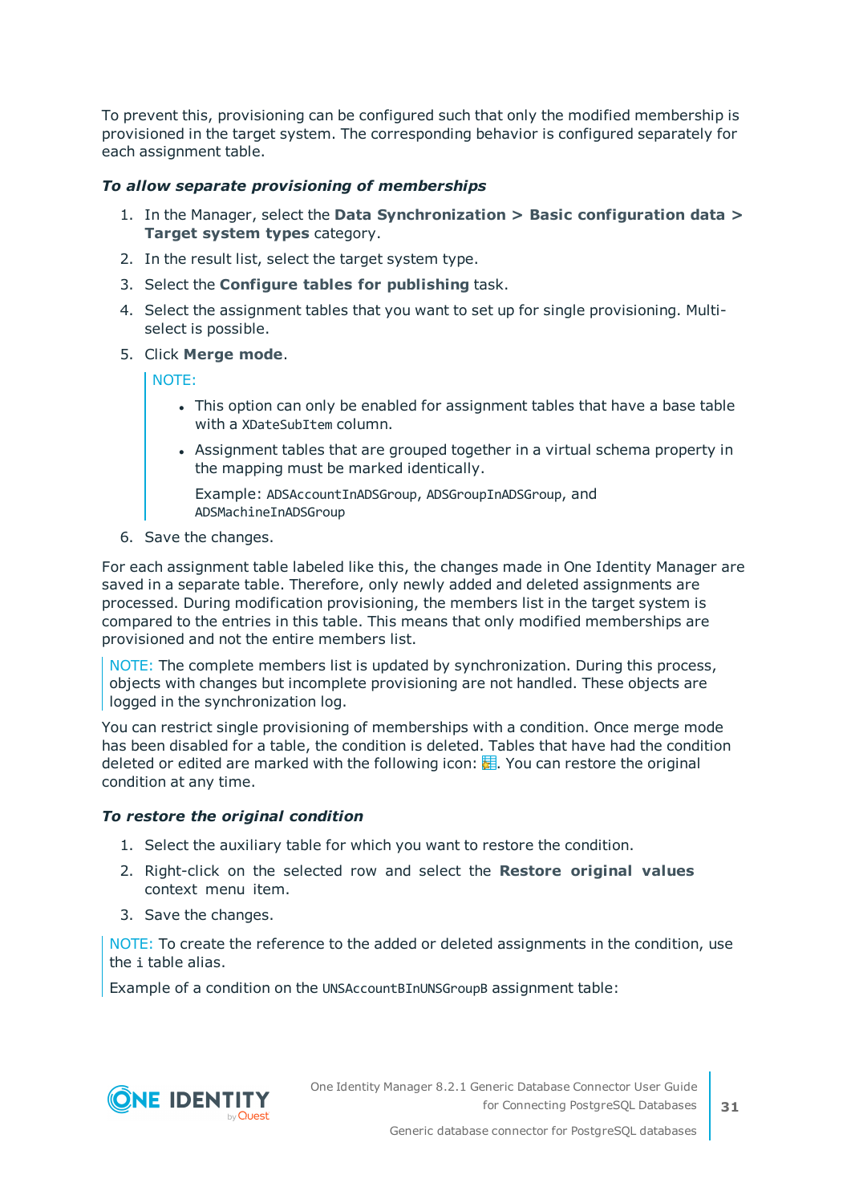To prevent this, provisioning can be configured such that only the modified membership is provisioned in the target system. The corresponding behavior is configured separately for each assignment table.

***To allow separate provisioning of memberships***

1. In the Manager, select the **Data Synchronization > Basic configuration data > Target system types** category.
2. In the result list, select the target system type.
3. Select the **Configure tables for publishing** task.
4. Select the assignment tables that you want to set up for single provisioning. Multi-select is possible.
5. Click **Merge mode**.

   NOTE:

   - This option can only be enabled for assignment tables that have a base table with a `XDateSubItem` column.
   - Assignment tables that are grouped together in a virtual schema property in the mapping must be marked identically.

     Example: `ADSAccountInADSGroup`, `ADSGroupInADSGroup`, and `ADSMachineInADSGroup`
6. Save the changes.

For each assignment table labeled like this, the changes made in One Identity Manager are saved in a separate table. Therefore, only newly added and deleted assignments are processed. During modification provisioning, the members list in the target system is compared to the entries in this table. This means that only modified memberships are provisioned and not the entire members list.

NOTE: The complete members list is updated by synchronization. During this process, objects with changes but incomplete provisioning are not handled. These objects are logged in the synchronization log.

You can restrict single provisioning of memberships with a condition. Once merge mode has been disabled for a table, the condition is deleted. Tables that have had the condition deleted or edited are marked with the following icon: . You can restore the original condition at any time.

***To restore the original condition***

1. Select the auxiliary table for which you want to restore the condition.
2. Right-click on the selected row and select the **Restore original values** context menu item.
3. Save the changes.

NOTE: To create the reference to the added or deleted assignments in the condition, use the `i` table alias.

Example of a condition on the `UNSAccountBInUNSGroupB` assignment table: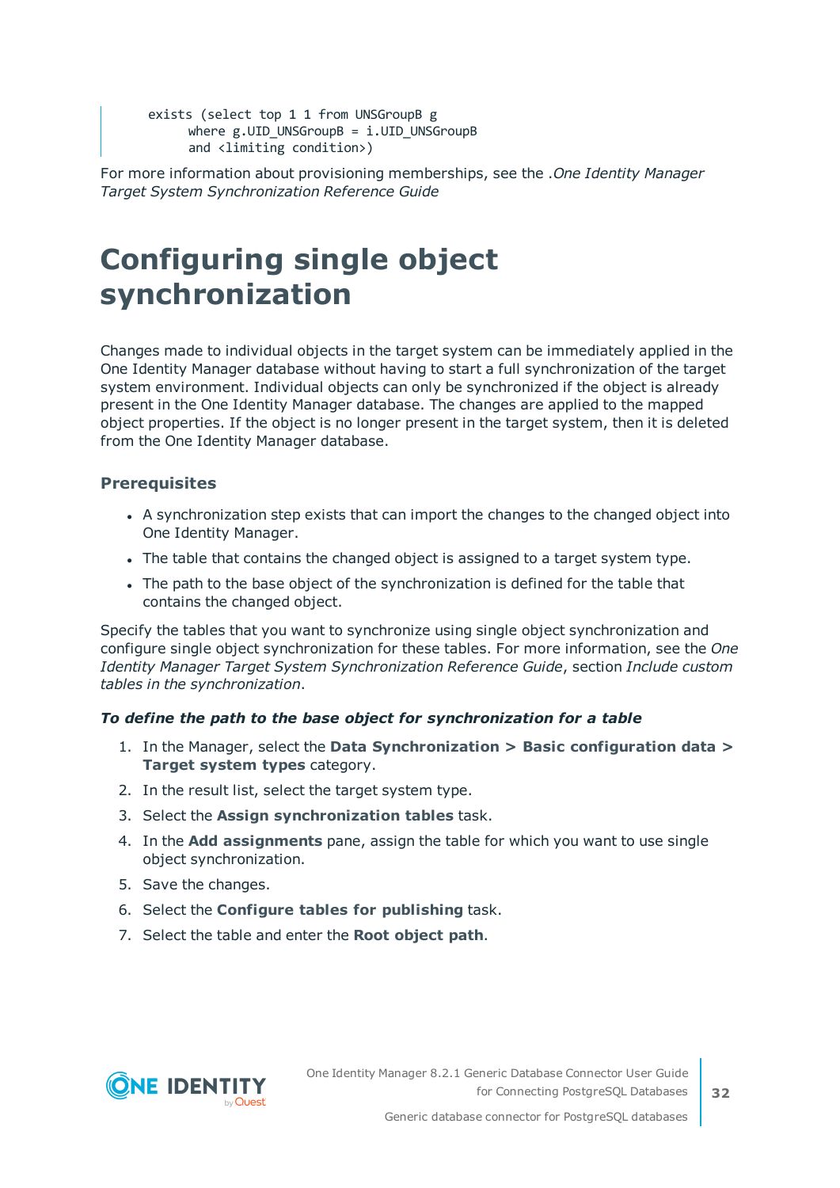```
exists (select top 1 1 from UNSGroupB g
     where g.UID_UNSGroupB = i.UID_UNSGroupB
     and <limiting condition>)
```

For more information about provisioning memberships, see the .*One Identity Manager Target System Synchronization Reference Guide*

# Configuring single object synchronization

Changes made to individual objects in the target system can be immediately applied in the One Identity Manager database without having to start a full synchronization of the target system environment. Individual objects can only be synchronized if the object is already present in the One Identity Manager database. The changes are applied to the mapped object properties. If the object is no longer present in the target system, then it is deleted from the One Identity Manager database.

### Prerequisites

- A synchronization step exists that can import the changes to the changed object into One Identity Manager.
- The table that contains the changed object is assigned to a target system type.
- The path to the base object of the synchronization is defined for the table that contains the changed object.

Specify the tables that you want to synchronize using single object synchronization and configure single object synchronization for these tables. For more information, see the *One Identity Manager Target System Synchronization Reference Guide*, section *Include custom tables in the synchronization*.

***To define the path to the base object for synchronization for a table***

1. In the Manager, select the **Data Synchronization > Basic configuration data > Target system types** category.
2. In the result list, select the target system type.
3. Select the **Assign synchronization tables** task.
4. In the **Add assignments** pane, assign the table for which you want to use single object synchronization.
5. Save the changes.
6. Select the **Configure tables for publishing** task.
7. Select the table and enter the **Root object path**.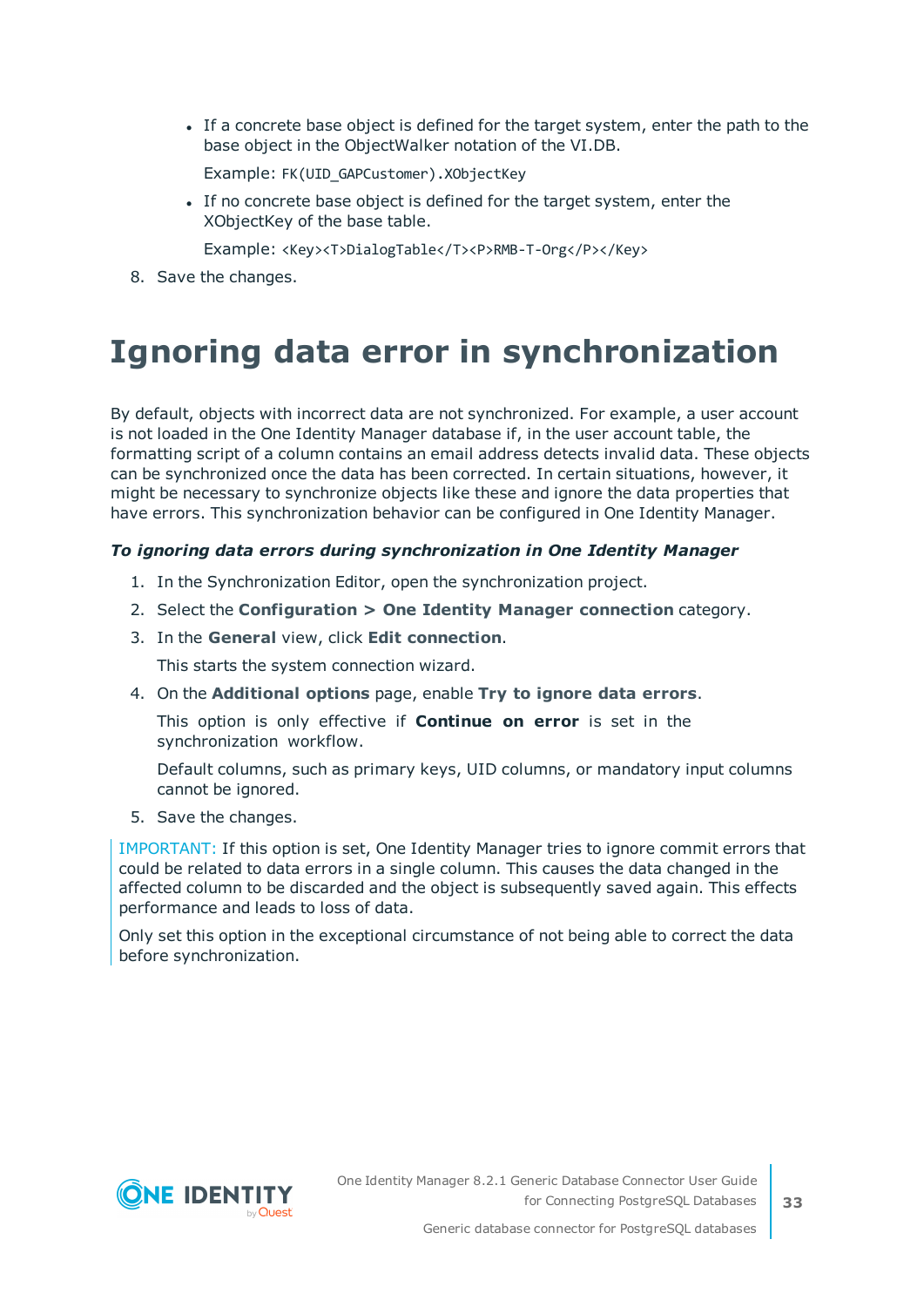- If a concrete base object is defined for the target system, enter the path to the base object in the ObjectWalker notation of the VI.DB.

  Example: `FK(UID_GAPCustomer).XObjectKey`

- If no concrete base object is defined for the target system, enter the XObjectKey of the base table.

  Example: `<Key><T>DialogTable</T><P>RMB-T-Org</P></Key>`

8. Save the changes.

# Ignoring data error in synchronization

By default, objects with incorrect data are not synchronized. For example, a user account is not loaded in the One Identity Manager database if, in the user account table, the formatting script of a column contains an email address detects invalid data. These objects can be synchronized once the data has been corrected. In certain situations, however, it might be necessary to synchronize objects like these and ignore the data properties that have errors. This synchronization behavior can be configured in One Identity Manager.

***To ignoring data errors during synchronization in One Identity Manager***

1. In the Synchronization Editor, open the synchronization project.
2. Select the **Configuration > One Identity Manager connection** category.
3. In the **General** view, click **Edit connection**.

   This starts the system connection wizard.

4. On the **Additional options** page, enable **Try to ignore data errors**.

   This option is only effective if **Continue on error** is set in the synchronization workflow.

   Default columns, such as primary keys, UID columns, or mandatory input columns cannot be ignored.

5. Save the changes.

IMPORTANT: If this option is set, One Identity Manager tries to ignore commit errors that could be related to data errors in a single column. This causes the data changed in the affected column to be discarded and the object is subsequently saved again. This effects performance and leads to loss of data.

Only set this option in the exceptional circumstance of not being able to correct the data before synchronization.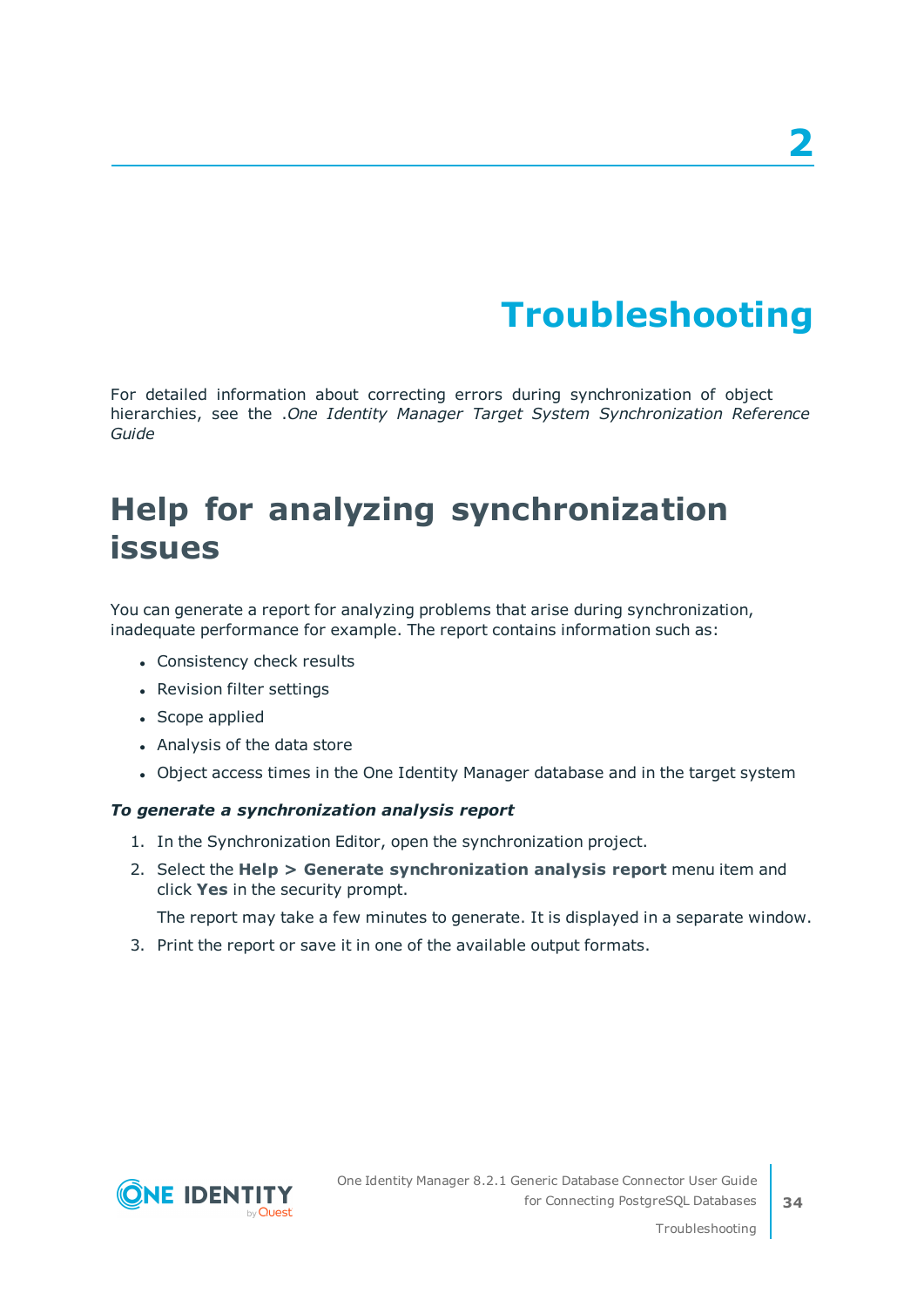# 2

# Troubleshooting

For detailed information about correcting errors during synchronization of object hierarchies, see the .*One Identity Manager Target System Synchronization Reference Guide*

## Help for analyzing synchronization issues

You can generate a report for analyzing problems that arise during synchronization, inadequate performance for example. The report contains information such as:

- Consistency check results
- Revision filter settings
- Scope applied
- Analysis of the data store
- Object access times in the One Identity Manager database and in the target system

***To generate a synchronization analysis report***

1. In the Synchronization Editor, open the synchronization project.
2. Select the **Help > Generate synchronization analysis report** menu item and click **Yes** in the security prompt.

   The report may take a few minutes to generate. It is displayed in a separate window.
3. Print the report or save it in one of the available output formats.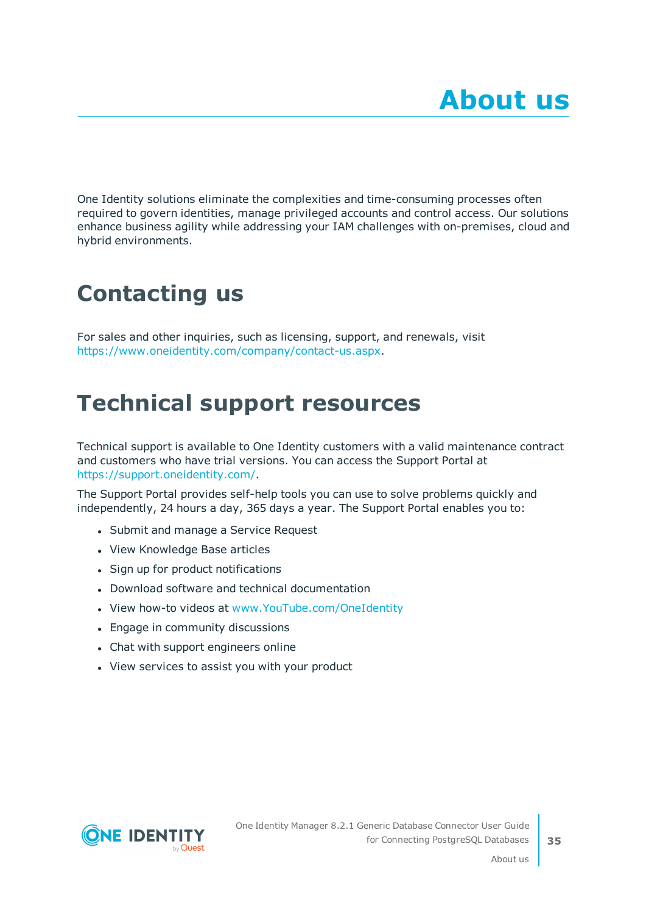# About us

One Identity solutions eliminate the complexities and time-consuming processes often required to govern identities, manage privileged accounts and control access. Our solutions enhance business agility while addressing your IAM challenges with on-premises, cloud and hybrid environments.

## Contacting us

For sales and other inquiries, such as licensing, support, and renewals, visit https://www.oneidentity.com/company/contact-us.aspx.

## Technical support resources

Technical support is available to One Identity customers with a valid maintenance contract and customers who have trial versions. You can access the Support Portal at https://support.oneidentity.com/.

The Support Portal provides self-help tools you can use to solve problems quickly and independently, 24 hours a day, 365 days a year. The Support Portal enables you to:

- Submit and manage a Service Request
- View Knowledge Base articles
- Sign up for product notifications
- Download software and technical documentation
- View how-to videos at www.YouTube.com/OneIdentity
- Engage in community discussions
- Chat with support engineers online
- View services to assist you with your product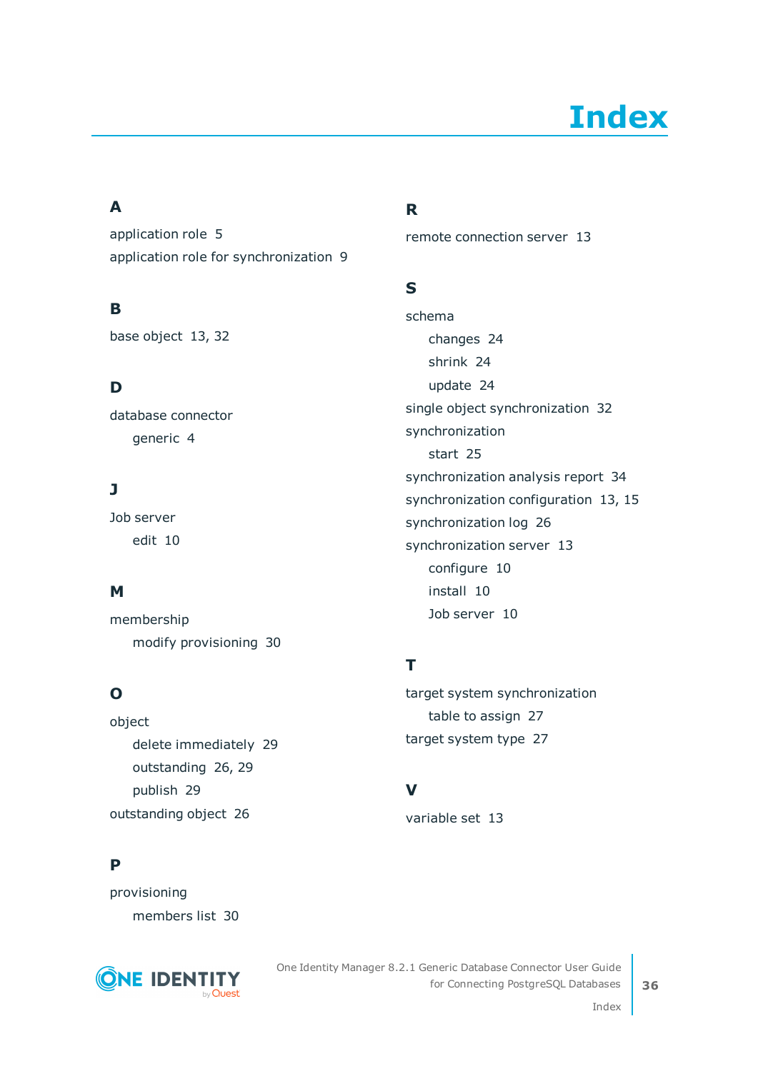# Index

## A

application role 5

application role for synchronization 9

## B

base object 13, 32

## D

database connector

- generic 4

## J

Job server

- edit 10

## M

membership

- modify provisioning 30

## O

object

- delete immediately 29
- outstanding 26, 29
- publish 29

outstanding object 26

## P

provisioning

- members list 30

## R

remote connection server 13

## S

schema

- changes 24
- shrink 24
- update 24

single object synchronization 32

synchronization

- start 25

synchronization analysis report 34

synchronization configuration 13, 15

synchronization log 26

synchronization server 13

- configure 10
- install 10
- Job server 10

## T

target system synchronization

- table to assign 27

target system type 27

## V

variable set 13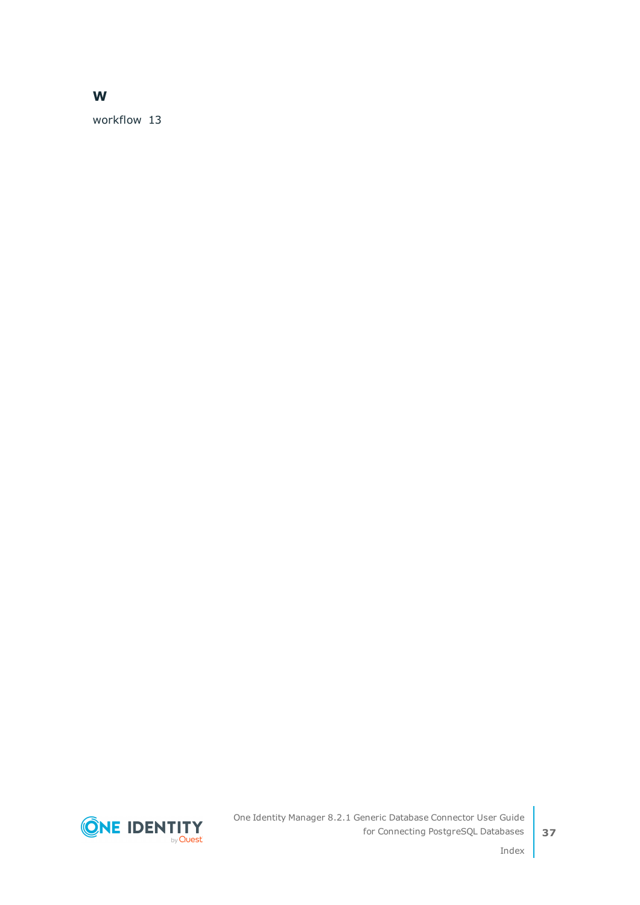**W**

workflow 13